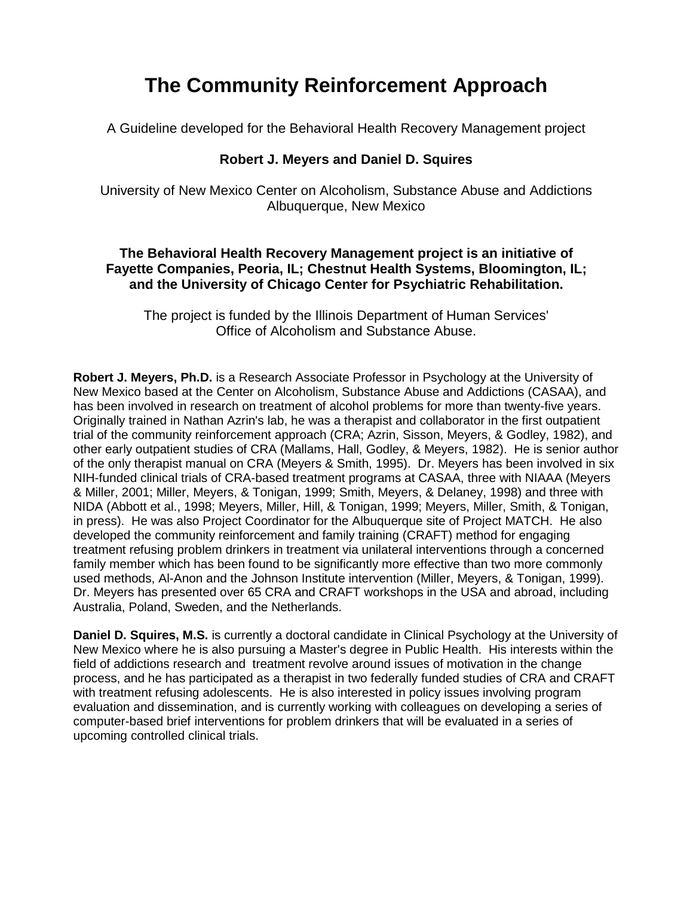# The Community Reinforcement Approach

A Guideline developed for the Behavioral Health Recovery Management project

**Robert J. Meyers and Daniel D. Squires**

University of New Mexico Center on Alcoholism, Substance Abuse and Addictions
Albuquerque, New Mexico

**The Behavioral Health Recovery Management project is an initiative of Fayette Companies, Peoria, IL; Chestnut Health Systems, Bloomington, IL; and the University of Chicago Center for Psychiatric Rehabilitation.**

The project is funded by the Illinois Department of Human Services' Office of Alcoholism and Substance Abuse.

**Robert J. Meyers, Ph.D.** is a Research Associate Professor in Psychology at the University of New Mexico based at the Center on Alcoholism, Substance Abuse and Addictions (CASAA), and has been involved in research on treatment of alcohol problems for more than twenty-five years. Originally trained in Nathan Azrin's lab, he was a therapist and collaborator in the first outpatient trial of the community reinforcement approach (CRA; Azrin, Sisson, Meyers, & Godley, 1982), and other early outpatient studies of CRA (Mallams, Hall, Godley, & Meyers, 1982). He is senior author of the only therapist manual on CRA (Meyers & Smith, 1995). Dr. Meyers has been involved in six NIH-funded clinical trials of CRA-based treatment programs at CASAA, three with NIAAA (Meyers & Miller, 2001; Miller, Meyers, & Tonigan, 1999; Smith, Meyers, & Delaney, 1998) and three with NIDA (Abbott et al., 1998; Meyers, Miller, Hill, & Tonigan, 1999; Meyers, Miller, Smith, & Tonigan, in press). He was also Project Coordinator for the Albuquerque site of Project MATCH. He also developed the community reinforcement and family training (CRAFT) method for engaging treatment refusing problem drinkers in treatment via unilateral interventions through a concerned family member which has been found to be significantly more effective than two more commonly used methods, Al-Anon and the Johnson Institute intervention (Miller, Meyers, & Tonigan, 1999). Dr. Meyers has presented over 65 CRA and CRAFT workshops in the USA and abroad, including Australia, Poland, Sweden, and the Netherlands.

**Daniel D. Squires, M.S.** is currently a doctoral candidate in Clinical Psychology at the University of New Mexico where he is also pursuing a Master's degree in Public Health. His interests within the field of addictions research and treatment revolve around issues of motivation in the change process, and he has participated as a therapist in two federally funded studies of CRA and CRAFT with treatment refusing adolescents. He is also interested in policy issues involving program evaluation and dissemination, and is currently working with colleagues on developing a series of computer-based brief interventions for problem drinkers that will be evaluated in a series of upcoming controlled clinical trials.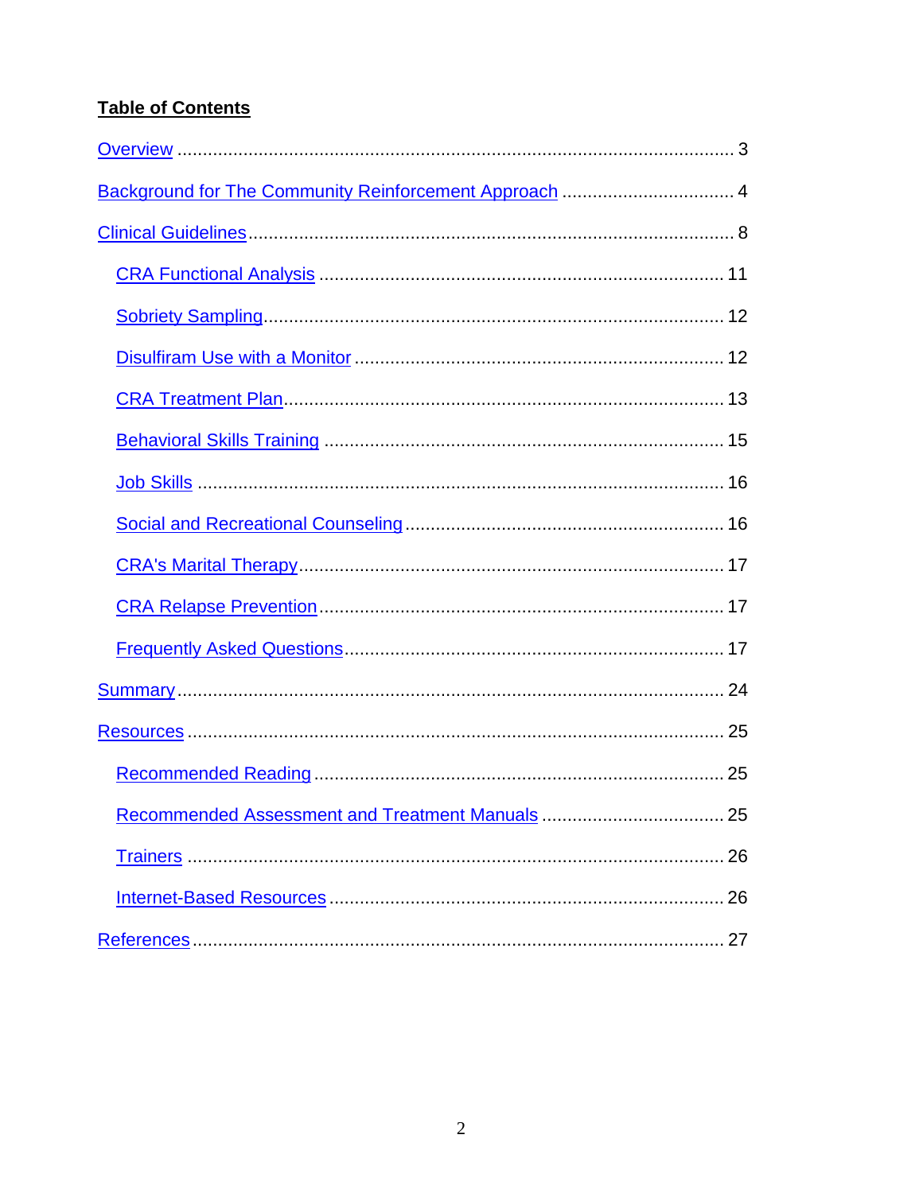**Table of Contents**

- Overview ... 3
- Background for The Community Reinforcement Approach ... 4
- Clinical Guidelines ... 8
  - CRA Functional Analysis ... 11
  - Sobriety Sampling ... 12
  - Disulfiram Use with a Monitor ... 12
  - CRA Treatment Plan ... 13
  - Behavioral Skills Training ... 15
  - Job Skills ... 16
  - Social and Recreational Counseling ... 16
  - CRA's Marital Therapy ... 17
  - CRA Relapse Prevention ... 17
  - Frequently Asked Questions ... 17
- Summary ... 24
- Resources ... 25
  - Recommended Reading ... 25
  - Recommended Assessment and Treatment Manuals ... 25
  - Trainers ... 26
  - Internet-Based Resources ... 26
- References ... 27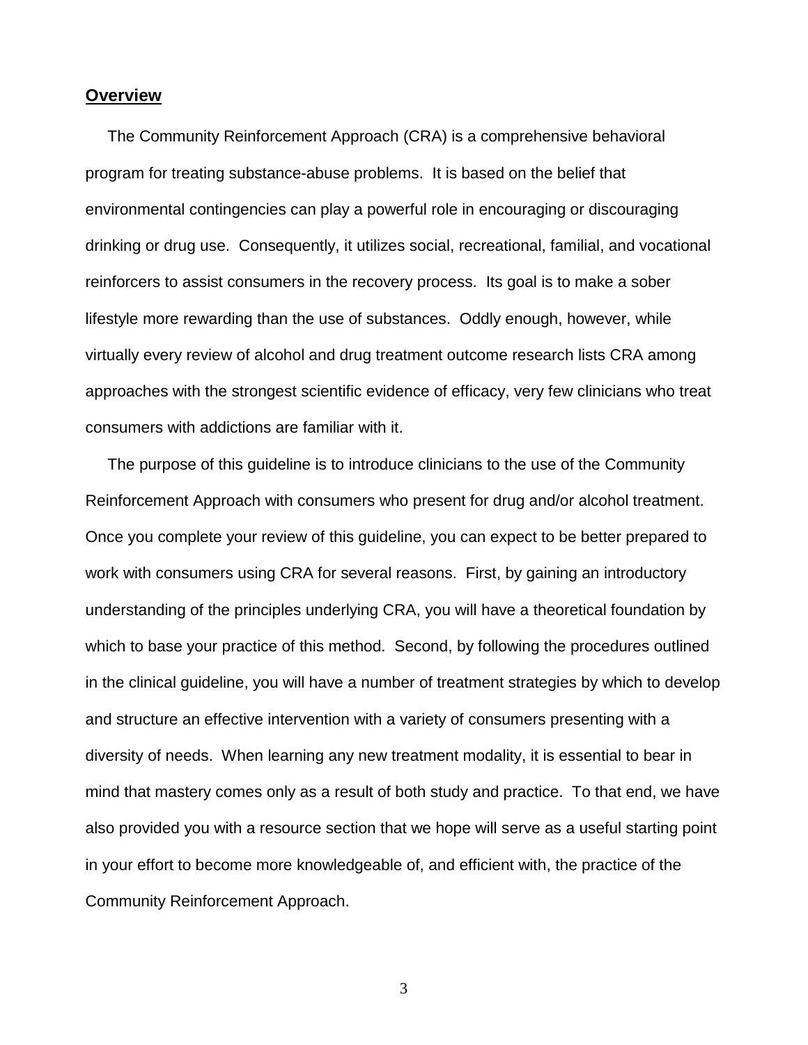## Overview

The Community Reinforcement Approach (CRA) is a comprehensive behavioral program for treating substance-abuse problems. It is based on the belief that environmental contingencies can play a powerful role in encouraging or discouraging drinking or drug use. Consequently, it utilizes social, recreational, familial, and vocational reinforcers to assist consumers in the recovery process. Its goal is to make a sober lifestyle more rewarding than the use of substances. Oddly enough, however, while virtually every review of alcohol and drug treatment outcome research lists CRA among approaches with the strongest scientific evidence of efficacy, very few clinicians who treat consumers with addictions are familiar with it.

The purpose of this guideline is to introduce clinicians to the use of the Community Reinforcement Approach with consumers who present for drug and/or alcohol treatment. Once you complete your review of this guideline, you can expect to be better prepared to work with consumers using CRA for several reasons. First, by gaining an introductory understanding of the principles underlying CRA, you will have a theoretical foundation by which to base your practice of this method. Second, by following the procedures outlined in the clinical guideline, you will have a number of treatment strategies by which to develop and structure an effective intervention with a variety of consumers presenting with a diversity of needs. When learning any new treatment modality, it is essential to bear in mind that mastery comes only as a result of both study and practice. To that end, we have also provided you with a resource section that we hope will serve as a useful starting point in your effort to become more knowledgeable of, and efficient with, the practice of the Community Reinforcement Approach.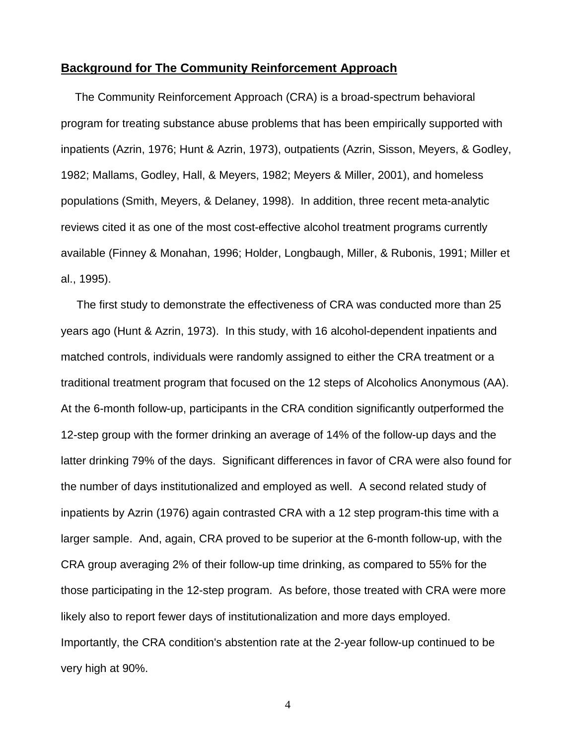## Background for The Community Reinforcement Approach

The Community Reinforcement Approach (CRA) is a broad-spectrum behavioral program for treating substance abuse problems that has been empirically supported with inpatients (Azrin, 1976; Hunt & Azrin, 1973), outpatients (Azrin, Sisson, Meyers, & Godley, 1982; Mallams, Godley, Hall, & Meyers, 1982; Meyers & Miller, 2001), and homeless populations (Smith, Meyers, & Delaney, 1998). In addition, three recent meta-analytic reviews cited it as one of the most cost-effective alcohol treatment programs currently available (Finney & Monahan, 1996; Holder, Longbaugh, Miller, & Rubonis, 1991; Miller et al., 1995).

The first study to demonstrate the effectiveness of CRA was conducted more than 25 years ago (Hunt & Azrin, 1973). In this study, with 16 alcohol-dependent inpatients and matched controls, individuals were randomly assigned to either the CRA treatment or a traditional treatment program that focused on the 12 steps of Alcoholics Anonymous (AA). At the 6-month follow-up, participants in the CRA condition significantly outperformed the 12-step group with the former drinking an average of 14% of the follow-up days and the latter drinking 79% of the days. Significant differences in favor of CRA were also found for the number of days institutionalized and employed as well. A second related study of inpatients by Azrin (1976) again contrasted CRA with a 12 step program-this time with a larger sample. And, again, CRA proved to be superior at the 6-month follow-up, with the CRA group averaging 2% of their follow-up time drinking, as compared to 55% for the those participating in the 12-step program. As before, those treated with CRA were more likely also to report fewer days of institutionalization and more days employed. Importantly, the CRA condition's abstention rate at the 2-year follow-up continued to be very high at 90%.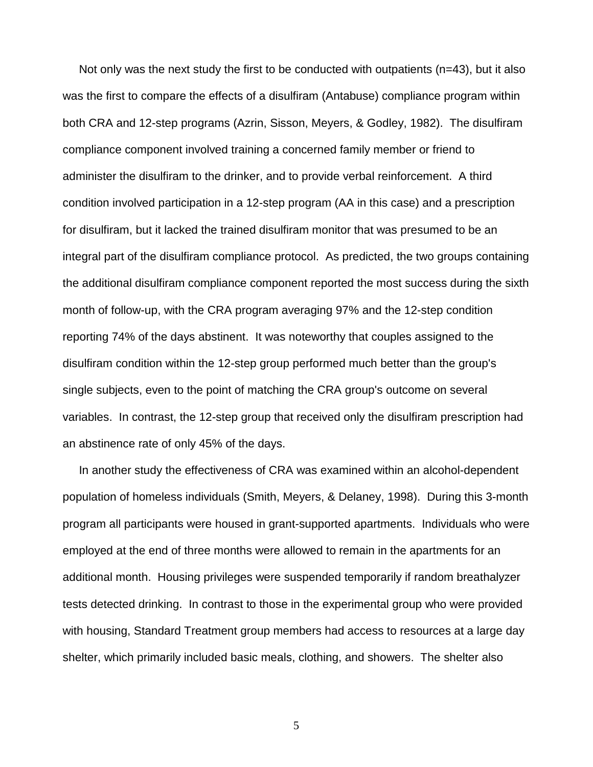Not only was the next study the first to be conducted with outpatients (n=43), but it also was the first to compare the effects of a disulfiram (Antabuse) compliance program within both CRA and 12-step programs (Azrin, Sisson, Meyers, & Godley, 1982). The disulfiram compliance component involved training a concerned family member or friend to administer the disulfiram to the drinker, and to provide verbal reinforcement. A third condition involved participation in a 12-step program (AA in this case) and a prescription for disulfiram, but it lacked the trained disulfiram monitor that was presumed to be an integral part of the disulfiram compliance protocol. As predicted, the two groups containing the additional disulfiram compliance component reported the most success during the sixth month of follow-up, with the CRA program averaging 97% and the 12-step condition reporting 74% of the days abstinent. It was noteworthy that couples assigned to the disulfiram condition within the 12-step group performed much better than the group's single subjects, even to the point of matching the CRA group's outcome on several variables. In contrast, the 12-step group that received only the disulfiram prescription had an abstinence rate of only 45% of the days.

In another study the effectiveness of CRA was examined within an alcohol-dependent population of homeless individuals (Smith, Meyers, & Delaney, 1998). During this 3-month program all participants were housed in grant-supported apartments. Individuals who were employed at the end of three months were allowed to remain in the apartments for an additional month. Housing privileges were suspended temporarily if random breathalyzer tests detected drinking. In contrast to those in the experimental group who were provided with housing, Standard Treatment group members had access to resources at a large day shelter, which primarily included basic meals, clothing, and showers. The shelter also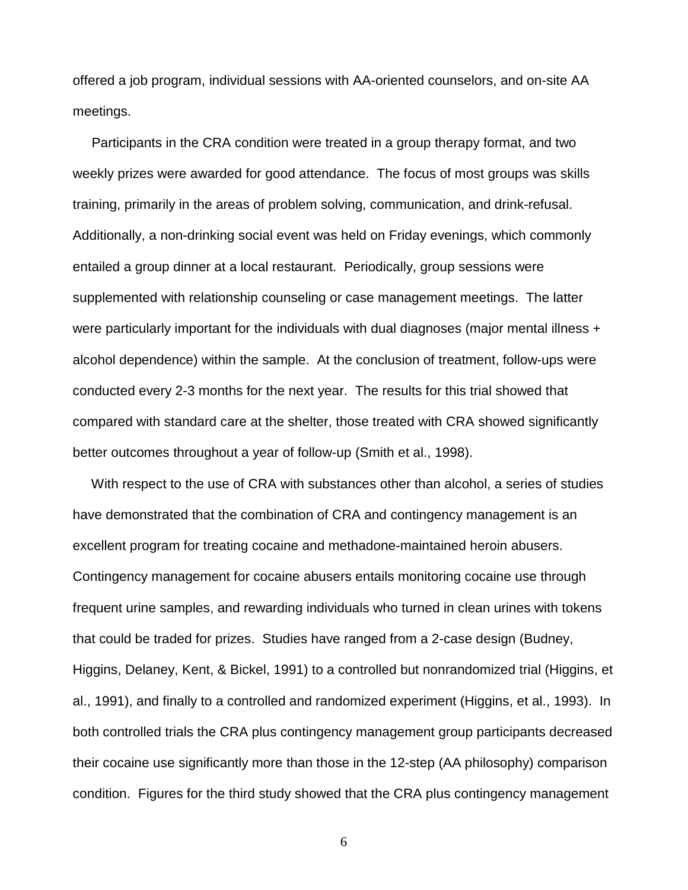offered a job program, individual sessions with AA-oriented counselors, and on-site AA meetings.

Participants in the CRA condition were treated in a group therapy format, and two weekly prizes were awarded for good attendance. The focus of most groups was skills training, primarily in the areas of problem solving, communication, and drink-refusal. Additionally, a non-drinking social event was held on Friday evenings, which commonly entailed a group dinner at a local restaurant. Periodically, group sessions were supplemented with relationship counseling or case management meetings. The latter were particularly important for the individuals with dual diagnoses (major mental illness + alcohol dependence) within the sample. At the conclusion of treatment, follow-ups were conducted every 2-3 months for the next year. The results for this trial showed that compared with standard care at the shelter, those treated with CRA showed significantly better outcomes throughout a year of follow-up (Smith et al., 1998).

With respect to the use of CRA with substances other than alcohol, a series of studies have demonstrated that the combination of CRA and contingency management is an excellent program for treating cocaine and methadone-maintained heroin abusers. Contingency management for cocaine abusers entails monitoring cocaine use through frequent urine samples, and rewarding individuals who turned in clean urines with tokens that could be traded for prizes. Studies have ranged from a 2-case design (Budney, Higgins, Delaney, Kent, & Bickel, 1991) to a controlled but nonrandomized trial (Higgins, et al., 1991), and finally to a controlled and randomized experiment (Higgins, et al., 1993). In both controlled trials the CRA plus contingency management group participants decreased their cocaine use significantly more than those in the 12-step (AA philosophy) comparison condition. Figures for the third study showed that the CRA plus contingency management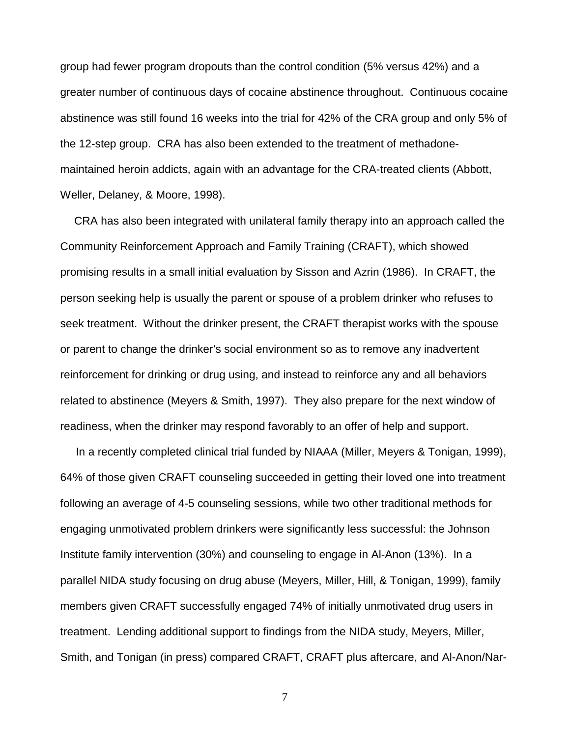group had fewer program dropouts than the control condition (5% versus 42%) and a greater number of continuous days of cocaine abstinence throughout. Continuous cocaine abstinence was still found 16 weeks into the trial for 42% of the CRA group and only 5% of the 12-step group. CRA has also been extended to the treatment of methadone-maintained heroin addicts, again with an advantage for the CRA-treated clients (Abbott, Weller, Delaney, & Moore, 1998).

CRA has also been integrated with unilateral family therapy into an approach called the Community Reinforcement Approach and Family Training (CRAFT), which showed promising results in a small initial evaluation by Sisson and Azrin (1986). In CRAFT, the person seeking help is usually the parent or spouse of a problem drinker who refuses to seek treatment. Without the drinker present, the CRAFT therapist works with the spouse or parent to change the drinker's social environment so as to remove any inadvertent reinforcement for drinking or drug using, and instead to reinforce any and all behaviors related to abstinence (Meyers & Smith, 1997). They also prepare for the next window of readiness, when the drinker may respond favorably to an offer of help and support.

In a recently completed clinical trial funded by NIAAA (Miller, Meyers & Tonigan, 1999), 64% of those given CRAFT counseling succeeded in getting their loved one into treatment following an average of 4-5 counseling sessions, while two other traditional methods for engaging unmotivated problem drinkers were significantly less successful: the Johnson Institute family intervention (30%) and counseling to engage in Al-Anon (13%). In a parallel NIDA study focusing on drug abuse (Meyers, Miller, Hill, & Tonigan, 1999), family members given CRAFT successfully engaged 74% of initially unmotivated drug users in treatment. Lending additional support to findings from the NIDA study, Meyers, Miller, Smith, and Tonigan (in press) compared CRAFT, CRAFT plus aftercare, and Al-Anon/Nar-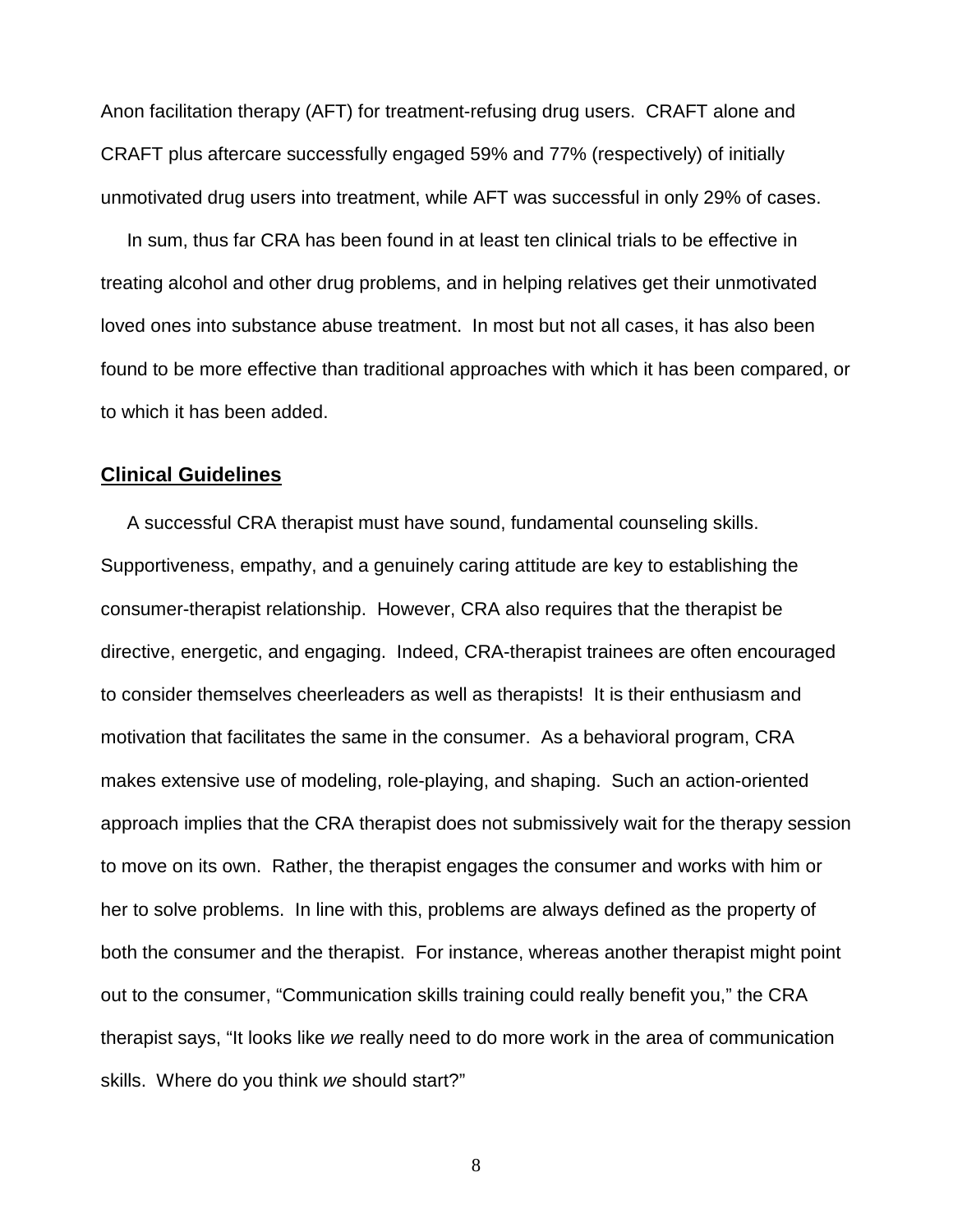Anon facilitation therapy (AFT) for treatment-refusing drug users. CRAFT alone and CRAFT plus aftercare successfully engaged 59% and 77% (respectively) of initially unmotivated drug users into treatment, while AFT was successful in only 29% of cases.

In sum, thus far CRA has been found in at least ten clinical trials to be effective in treating alcohol and other drug problems, and in helping relatives get their unmotivated loved ones into substance abuse treatment. In most but not all cases, it has also been found to be more effective than traditional approaches with which it has been compared, or to which it has been added.

## Clinical Guidelines

A successful CRA therapist must have sound, fundamental counseling skills. Supportiveness, empathy, and a genuinely caring attitude are key to establishing the consumer-therapist relationship. However, CRA also requires that the therapist be directive, energetic, and engaging. Indeed, CRA-therapist trainees are often encouraged to consider themselves cheerleaders as well as therapists! It is their enthusiasm and motivation that facilitates the same in the consumer. As a behavioral program, CRA makes extensive use of modeling, role-playing, and shaping. Such an action-oriented approach implies that the CRA therapist does not submissively wait for the therapy session to move on its own. Rather, the therapist engages the consumer and works with him or her to solve problems. In line with this, problems are always defined as the property of both the consumer and the therapist. For instance, whereas another therapist might point out to the consumer, "Communication skills training could really benefit you," the CRA therapist says, "It looks like *we* really need to do more work in the area of communication skills. Where do you think *we* should start?"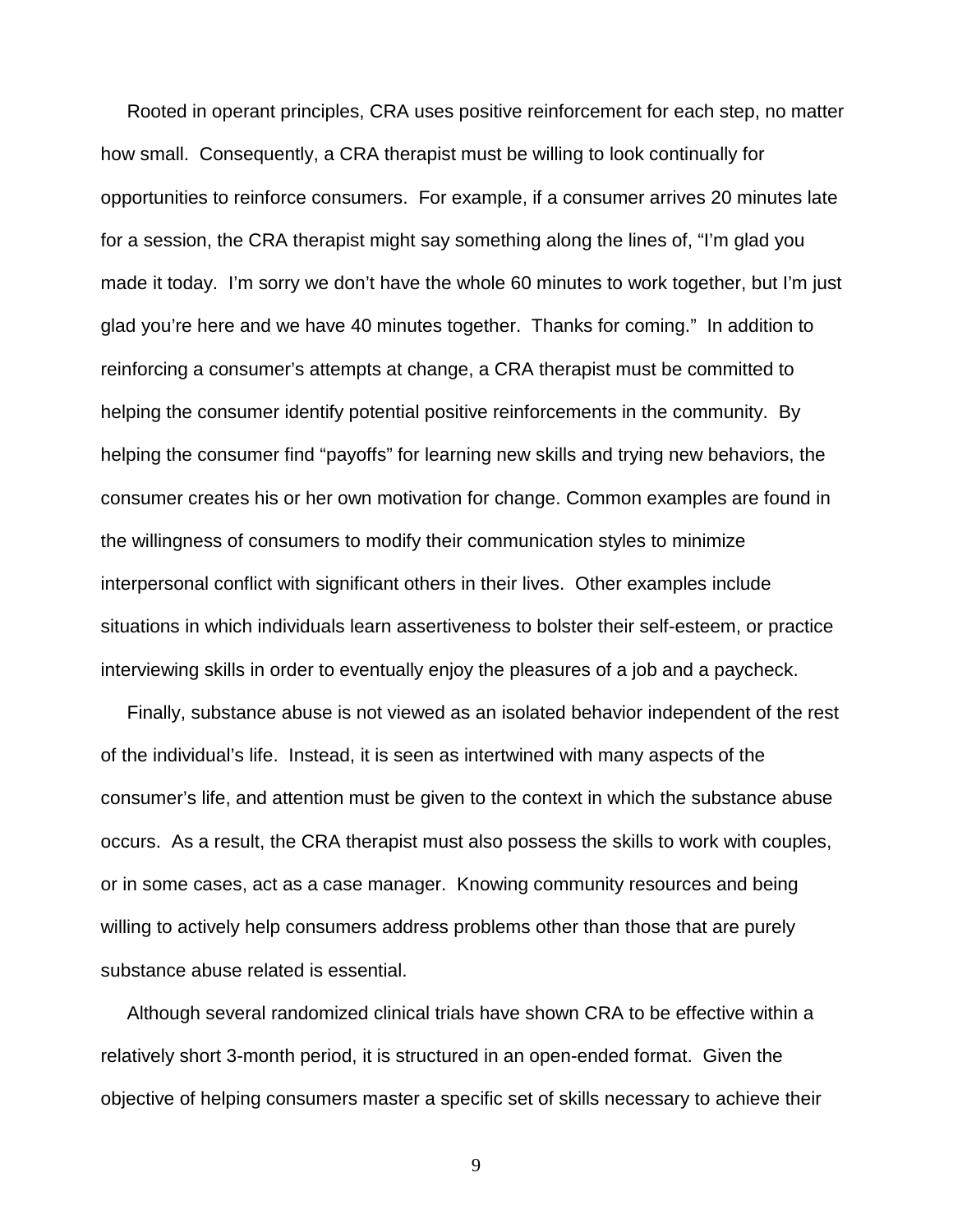Rooted in operant principles, CRA uses positive reinforcement for each step, no matter how small. Consequently, a CRA therapist must be willing to look continually for opportunities to reinforce consumers. For example, if a consumer arrives 20 minutes late for a session, the CRA therapist might say something along the lines of, "I'm glad you made it today. I'm sorry we don't have the whole 60 minutes to work together, but I'm just glad you're here and we have 40 minutes together. Thanks for coming." In addition to reinforcing a consumer's attempts at change, a CRA therapist must be committed to helping the consumer identify potential positive reinforcements in the community. By helping the consumer find "payoffs" for learning new skills and trying new behaviors, the consumer creates his or her own motivation for change. Common examples are found in the willingness of consumers to modify their communication styles to minimize interpersonal conflict with significant others in their lives. Other examples include situations in which individuals learn assertiveness to bolster their self-esteem, or practice interviewing skills in order to eventually enjoy the pleasures of a job and a paycheck.

Finally, substance abuse is not viewed as an isolated behavior independent of the rest of the individual's life. Instead, it is seen as intertwined with many aspects of the consumer's life, and attention must be given to the context in which the substance abuse occurs. As a result, the CRA therapist must also possess the skills to work with couples, or in some cases, act as a case manager. Knowing community resources and being willing to actively help consumers address problems other than those that are purely substance abuse related is essential.

Although several randomized clinical trials have shown CRA to be effective within a relatively short 3-month period, it is structured in an open-ended format. Given the objective of helping consumers master a specific set of skills necessary to achieve their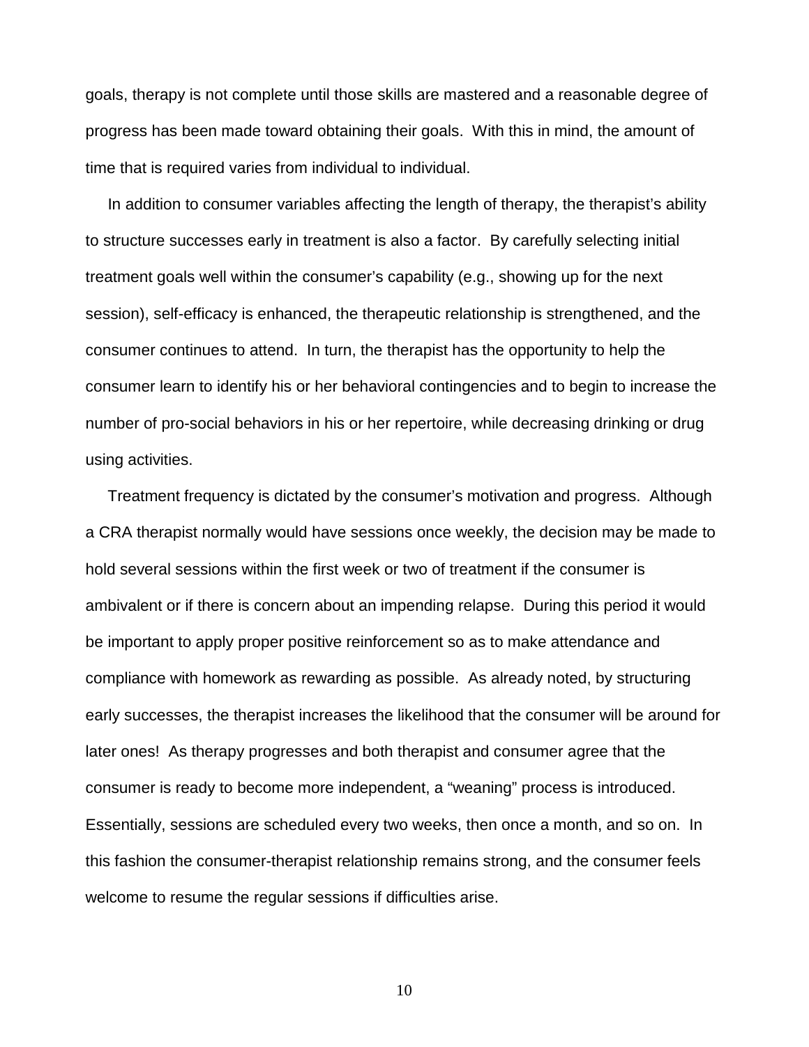goals, therapy is not complete until those skills are mastered and a reasonable degree of progress has been made toward obtaining their goals. With this in mind, the amount of time that is required varies from individual to individual.

In addition to consumer variables affecting the length of therapy, the therapist's ability to structure successes early in treatment is also a factor. By carefully selecting initial treatment goals well within the consumer's capability (e.g., showing up for the next session), self-efficacy is enhanced, the therapeutic relationship is strengthened, and the consumer continues to attend. In turn, the therapist has the opportunity to help the consumer learn to identify his or her behavioral contingencies and to begin to increase the number of pro-social behaviors in his or her repertoire, while decreasing drinking or drug using activities.

Treatment frequency is dictated by the consumer's motivation and progress. Although a CRA therapist normally would have sessions once weekly, the decision may be made to hold several sessions within the first week or two of treatment if the consumer is ambivalent or if there is concern about an impending relapse. During this period it would be important to apply proper positive reinforcement so as to make attendance and compliance with homework as rewarding as possible. As already noted, by structuring early successes, the therapist increases the likelihood that the consumer will be around for later ones! As therapy progresses and both therapist and consumer agree that the consumer is ready to become more independent, a "weaning" process is introduced. Essentially, sessions are scheduled every two weeks, then once a month, and so on. In this fashion the consumer-therapist relationship remains strong, and the consumer feels welcome to resume the regular sessions if difficulties arise.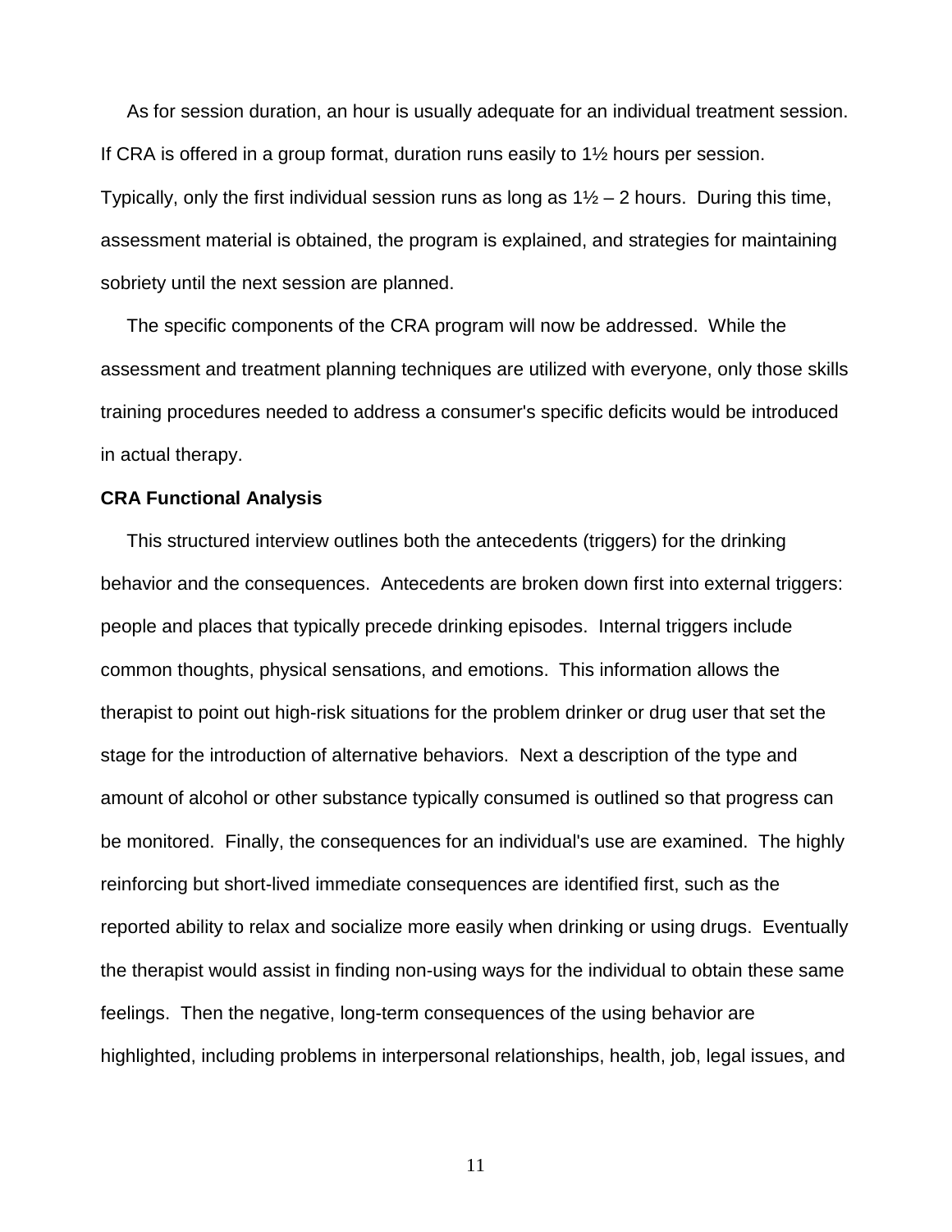As for session duration, an hour is usually adequate for an individual treatment session. If CRA is offered in a group format, duration runs easily to 1½ hours per session. Typically, only the first individual session runs as long as 1½ – 2 hours. During this time, assessment material is obtained, the program is explained, and strategies for maintaining sobriety until the next session are planned.

The specific components of the CRA program will now be addressed. While the assessment and treatment planning techniques are utilized with everyone, only those skills training procedures needed to address a consumer's specific deficits would be introduced in actual therapy.

**CRA Functional Analysis**

This structured interview outlines both the antecedents (triggers) for the drinking behavior and the consequences. Antecedents are broken down first into external triggers: people and places that typically precede drinking episodes. Internal triggers include common thoughts, physical sensations, and emotions. This information allows the therapist to point out high-risk situations for the problem drinker or drug user that set the stage for the introduction of alternative behaviors. Next a description of the type and amount of alcohol or other substance typically consumed is outlined so that progress can be monitored. Finally, the consequences for an individual's use are examined. The highly reinforcing but short-lived immediate consequences are identified first, such as the reported ability to relax and socialize more easily when drinking or using drugs. Eventually the therapist would assist in finding non-using ways for the individual to obtain these same feelings. Then the negative, long-term consequences of the using behavior are highlighted, including problems in interpersonal relationships, health, job, legal issues, and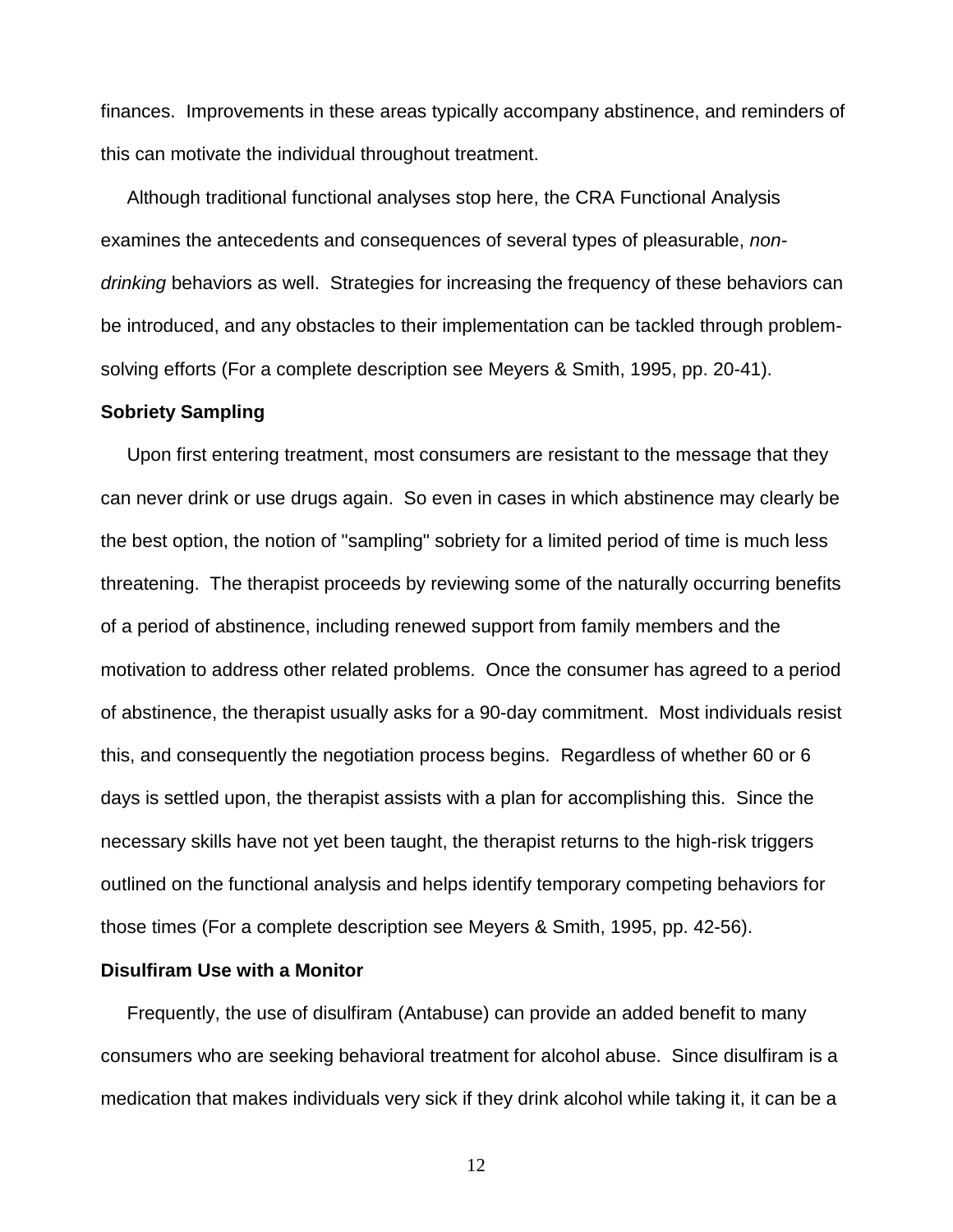finances. Improvements in these areas typically accompany abstinence, and reminders of this can motivate the individual throughout treatment.

Although traditional functional analyses stop here, the CRA Functional Analysis examines the antecedents and consequences of several types of pleasurable, *non-drinking* behaviors as well. Strategies for increasing the frequency of these behaviors can be introduced, and any obstacles to their implementation can be tackled through problem-solving efforts (For a complete description see Meyers & Smith, 1995, pp. 20-41).

**Sobriety Sampling**

Upon first entering treatment, most consumers are resistant to the message that they can never drink or use drugs again. So even in cases in which abstinence may clearly be the best option, the notion of "sampling" sobriety for a limited period of time is much less threatening. The therapist proceeds by reviewing some of the naturally occurring benefits of a period of abstinence, including renewed support from family members and the motivation to address other related problems. Once the consumer has agreed to a period of abstinence, the therapist usually asks for a 90-day commitment. Most individuals resist this, and consequently the negotiation process begins. Regardless of whether 60 or 6 days is settled upon, the therapist assists with a plan for accomplishing this. Since the necessary skills have not yet been taught, the therapist returns to the high-risk triggers outlined on the functional analysis and helps identify temporary competing behaviors for those times (For a complete description see Meyers & Smith, 1995, pp. 42-56).

**Disulfiram Use with a Monitor**

Frequently, the use of disulfiram (Antabuse) can provide an added benefit to many consumers who are seeking behavioral treatment for alcohol abuse. Since disulfiram is a medication that makes individuals very sick if they drink alcohol while taking it, it can be a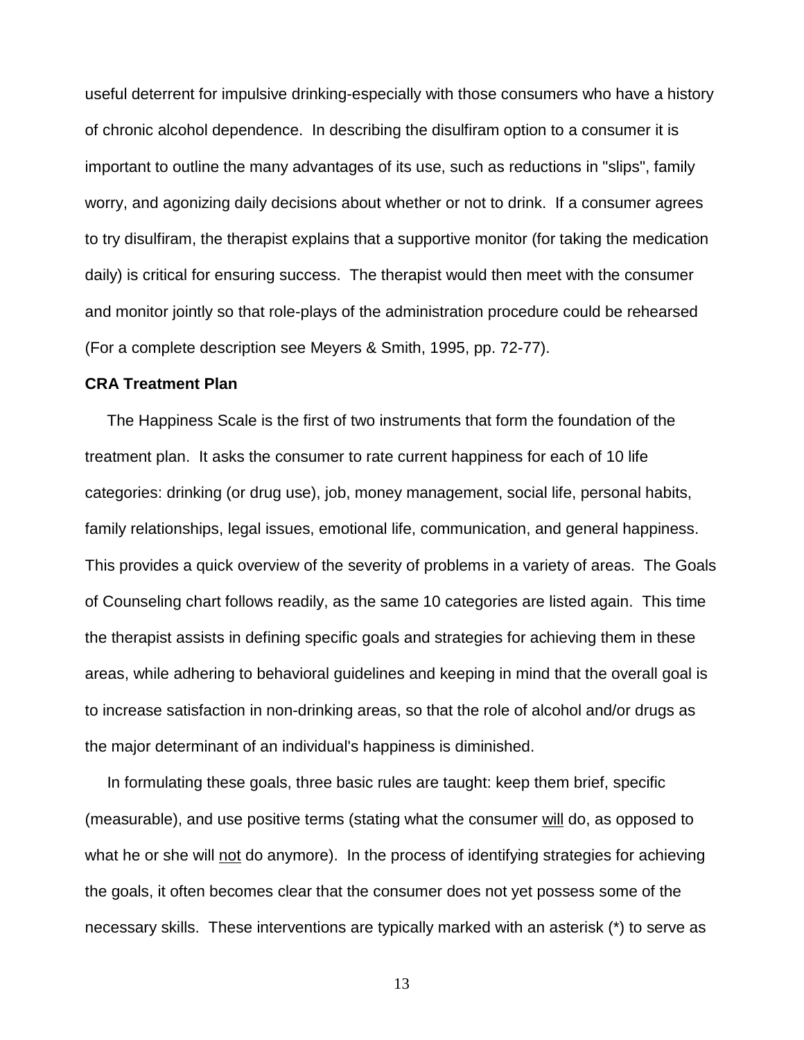useful deterrent for impulsive drinking-especially with those consumers who have a history of chronic alcohol dependence. In describing the disulfiram option to a consumer it is important to outline the many advantages of its use, such as reductions in "slips", family worry, and agonizing daily decisions about whether or not to drink. If a consumer agrees to try disulfiram, the therapist explains that a supportive monitor (for taking the medication daily) is critical for ensuring success. The therapist would then meet with the consumer and monitor jointly so that role-plays of the administration procedure could be rehearsed (For a complete description see Meyers & Smith, 1995, pp. 72-77).

**CRA Treatment Plan**

The Happiness Scale is the first of two instruments that form the foundation of the treatment plan. It asks the consumer to rate current happiness for each of 10 life categories: drinking (or drug use), job, money management, social life, personal habits, family relationships, legal issues, emotional life, communication, and general happiness. This provides a quick overview of the severity of problems in a variety of areas. The Goals of Counseling chart follows readily, as the same 10 categories are listed again. This time the therapist assists in defining specific goals and strategies for achieving them in these areas, while adhering to behavioral guidelines and keeping in mind that the overall goal is to increase satisfaction in non-drinking areas, so that the role of alcohol and/or drugs as the major determinant of an individual's happiness is diminished.

In formulating these goals, three basic rules are taught: keep them brief, specific (measurable), and use positive terms (stating what the consumer <u>will</u> do, as opposed to what he or she will <u>not</u> do anymore). In the process of identifying strategies for achieving the goals, it often becomes clear that the consumer does not yet possess some of the necessary skills. These interventions are typically marked with an asterisk (*) to serve as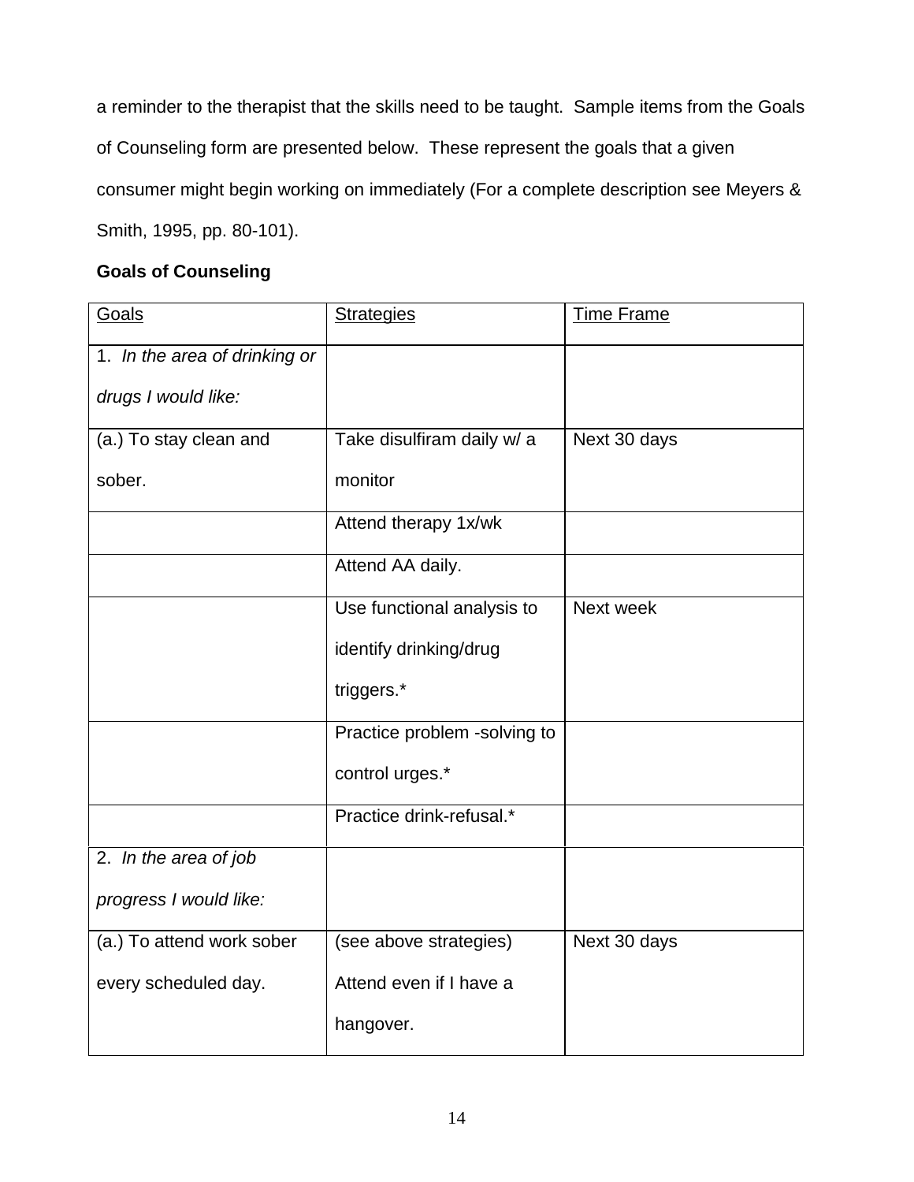a reminder to the therapist that the skills need to be taught. Sample items from the Goals of Counseling form are presented below. These represent the goals that a given consumer might begin working on immediately (For a complete description see Meyers & Smith, 1995, pp. 80-101).

**Goals of Counseling**

| Goals | Strategies | Time Frame |
|---|---|---|
| 1. *In the area of drinking or drugs I would like:* | | |
| (a.) To stay clean and sober. | Take disulfiram daily w/ a monitor | Next 30 days |
| | Attend therapy 1x/wk | |
| | Attend AA daily. | |
| | Use functional analysis to identify drinking/drug triggers.* | Next week |
| | Practice problem -solving to control urges.* | |
| | Practice drink-refusal.* | |
| 2. *In the area of job progress I would like:* | | |
| (a.) To attend work sober every scheduled day. | (see above strategies) Attend even if I have a hangover. | Next 30 days |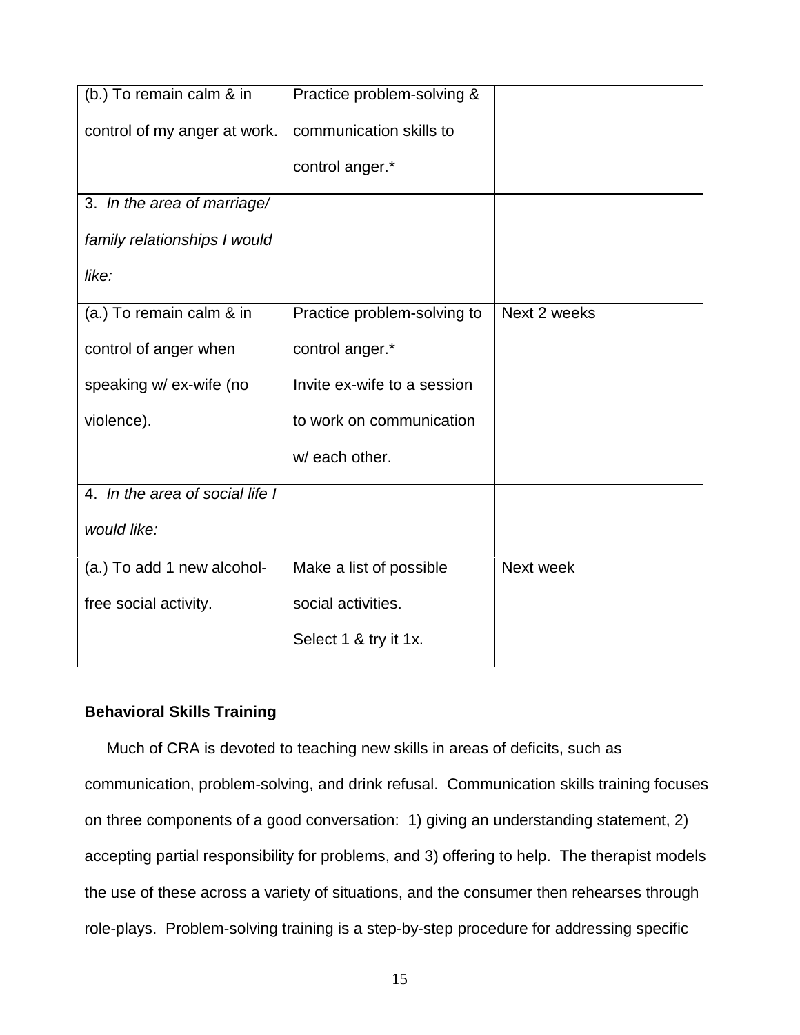| | | |
|---|---|---|
| (b.) To remain calm & in control of my anger at work. | Practice problem-solving & communication skills to control anger.* | |
| 3. *In the area of marriage/ family relationships I would like:* | | |
| (a.) To remain calm & in control of anger when speaking w/ ex-wife (no violence). | Practice problem-solving to control anger.* Invite ex-wife to a session to work on communication w/ each other. | Next 2 weeks |
| 4. *In the area of social life I would like:* | | |
| (a.) To add 1 new alcohol-free social activity. | Make a list of possible social activities. Select 1 & try it 1x. | Next week |

**Behavioral Skills Training**

Much of CRA is devoted to teaching new skills in areas of deficits, such as communication, problem-solving, and drink refusal. Communication skills training focuses on three components of a good conversation: 1) giving an understanding statement, 2) accepting partial responsibility for problems, and 3) offering to help. The therapist models the use of these across a variety of situations, and the consumer then rehearses through role-plays. Problem-solving training is a step-by-step procedure for addressing specific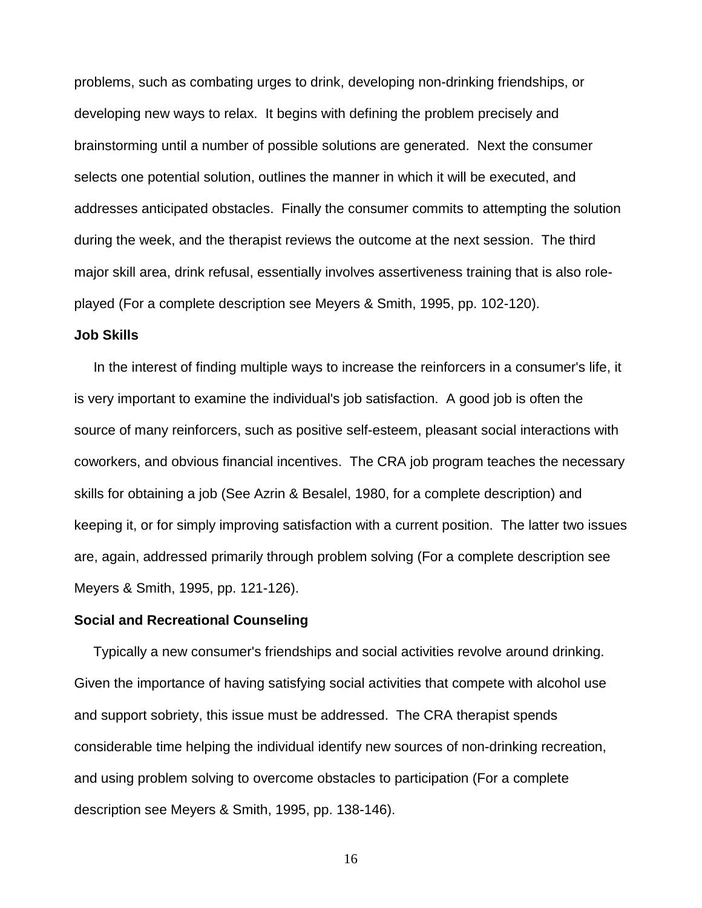problems, such as combating urges to drink, developing non-drinking friendships, or developing new ways to relax. It begins with defining the problem precisely and brainstorming until a number of possible solutions are generated. Next the consumer selects one potential solution, outlines the manner in which it will be executed, and addresses anticipated obstacles. Finally the consumer commits to attempting the solution during the week, and the therapist reviews the outcome at the next session. The third major skill area, drink refusal, essentially involves assertiveness training that is also role-played (For a complete description see Meyers & Smith, 1995, pp. 102-120).

**Job Skills**

In the interest of finding multiple ways to increase the reinforcers in a consumer's life, it is very important to examine the individual's job satisfaction. A good job is often the source of many reinforcers, such as positive self-esteem, pleasant social interactions with coworkers, and obvious financial incentives. The CRA job program teaches the necessary skills for obtaining a job (See Azrin & Besalel, 1980, for a complete description) and keeping it, or for simply improving satisfaction with a current position. The latter two issues are, again, addressed primarily through problem solving (For a complete description see Meyers & Smith, 1995, pp. 121-126).

**Social and Recreational Counseling**

Typically a new consumer's friendships and social activities revolve around drinking. Given the importance of having satisfying social activities that compete with alcohol use and support sobriety, this issue must be addressed. The CRA therapist spends considerable time helping the individual identify new sources of non-drinking recreation, and using problem solving to overcome obstacles to participation (For a complete description see Meyers & Smith, 1995, pp. 138-146).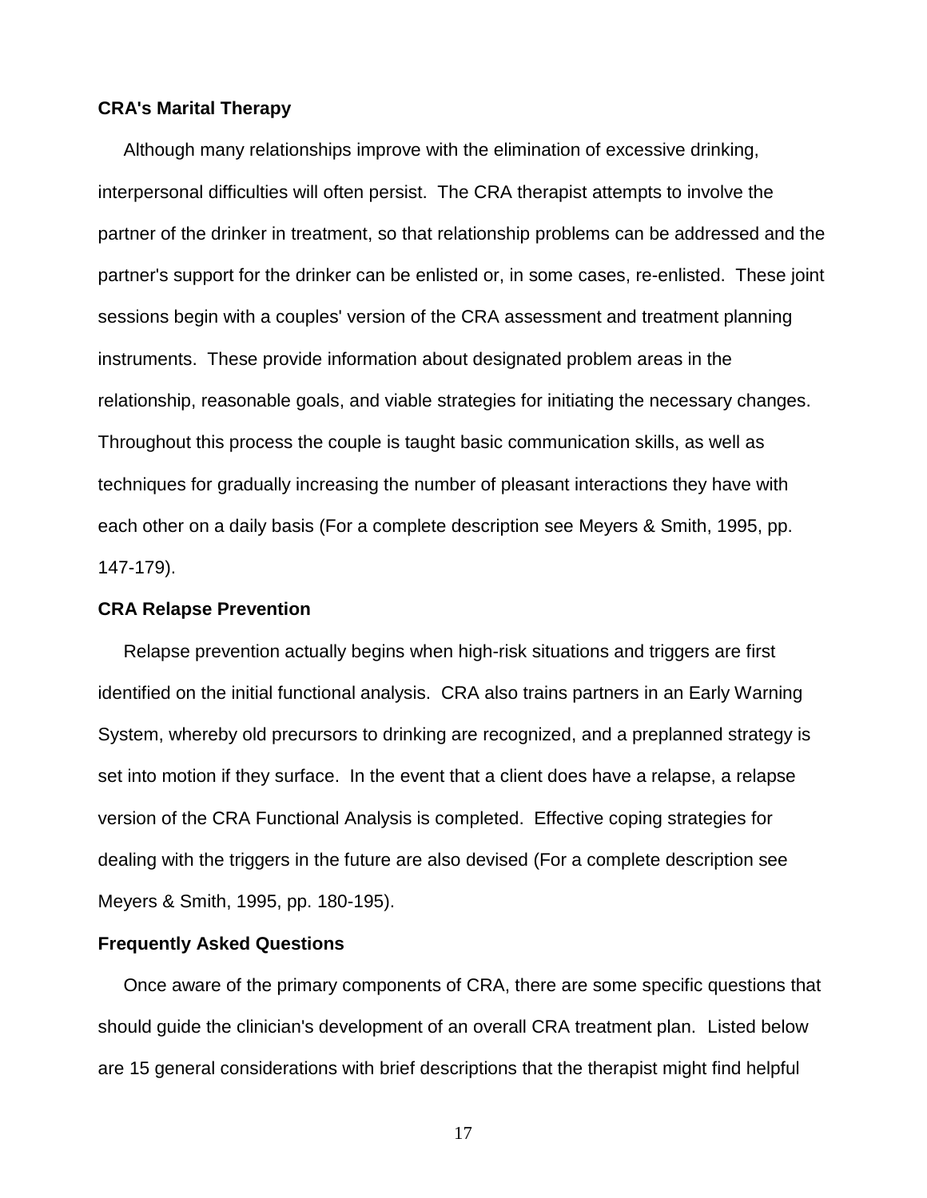**CRA's Marital Therapy**

Although many relationships improve with the elimination of excessive drinking, interpersonal difficulties will often persist. The CRA therapist attempts to involve the partner of the drinker in treatment, so that relationship problems can be addressed and the partner's support for the drinker can be enlisted or, in some cases, re-enlisted. These joint sessions begin with a couples' version of the CRA assessment and treatment planning instruments. These provide information about designated problem areas in the relationship, reasonable goals, and viable strategies for initiating the necessary changes. Throughout this process the couple is taught basic communication skills, as well as techniques for gradually increasing the number of pleasant interactions they have with each other on a daily basis (For a complete description see Meyers & Smith, 1995, pp. 147-179).

**CRA Relapse Prevention**

Relapse prevention actually begins when high-risk situations and triggers are first identified on the initial functional analysis. CRA also trains partners in an Early Warning System, whereby old precursors to drinking are recognized, and a preplanned strategy is set into motion if they surface. In the event that a client does have a relapse, a relapse version of the CRA Functional Analysis is completed. Effective coping strategies for dealing with the triggers in the future are also devised (For a complete description see Meyers & Smith, 1995, pp. 180-195).

**Frequently Asked Questions**

Once aware of the primary components of CRA, there are some specific questions that should guide the clinician's development of an overall CRA treatment plan. Listed below are 15 general considerations with brief descriptions that the therapist might find helpful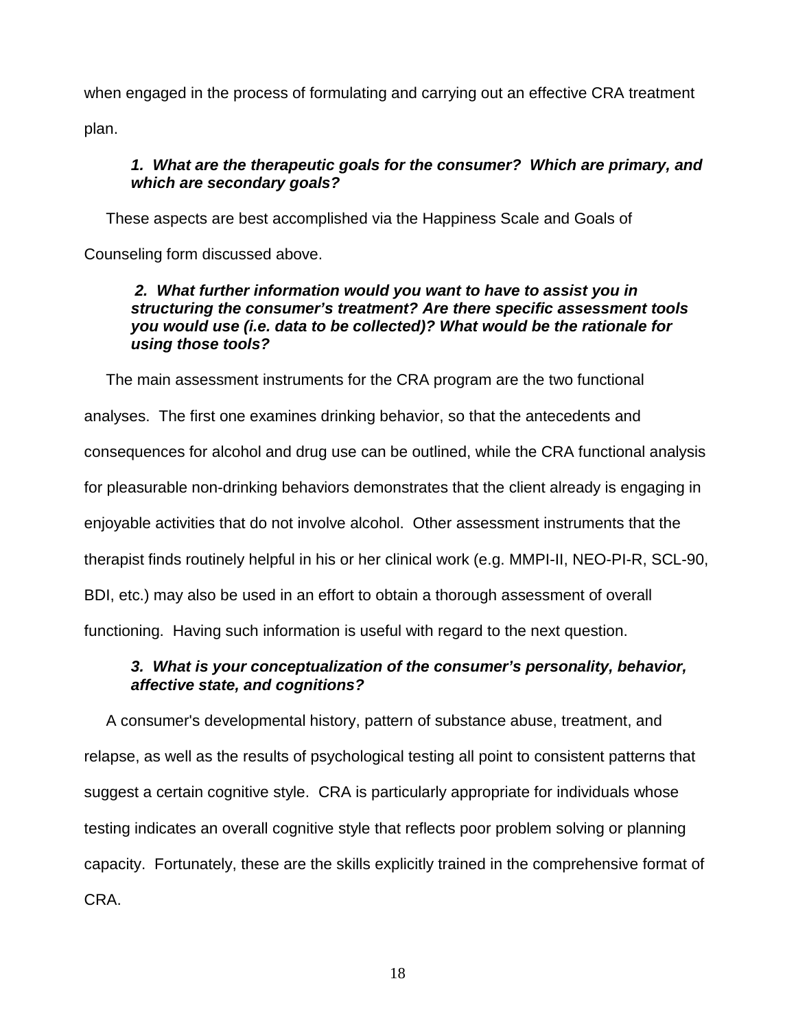when engaged in the process of formulating and carrying out an effective CRA treatment plan.

***1. What are the therapeutic goals for the consumer? Which are primary, and which are secondary goals?***

These aspects are best accomplished via the Happiness Scale and Goals of Counseling form discussed above.

***2. What further information would you want to have to assist you in structuring the consumer's treatment? Are there specific assessment tools you would use (i.e. data to be collected)? What would be the rationale for using those tools?***

The main assessment instruments for the CRA program are the two functional analyses. The first one examines drinking behavior, so that the antecedents and consequences for alcohol and drug use can be outlined, while the CRA functional analysis for pleasurable non-drinking behaviors demonstrates that the client already is engaging in enjoyable activities that do not involve alcohol. Other assessment instruments that the therapist finds routinely helpful in his or her clinical work (e.g. MMPI-II, NEO-PI-R, SCL-90, BDI, etc.) may also be used in an effort to obtain a thorough assessment of overall functioning. Having such information is useful with regard to the next question.

***3. What is your conceptualization of the consumer's personality, behavior, affective state, and cognitions?***

A consumer's developmental history, pattern of substance abuse, treatment, and relapse, as well as the results of psychological testing all point to consistent patterns that suggest a certain cognitive style. CRA is particularly appropriate for individuals whose testing indicates an overall cognitive style that reflects poor problem solving or planning capacity. Fortunately, these are the skills explicitly trained in the comprehensive format of CRA.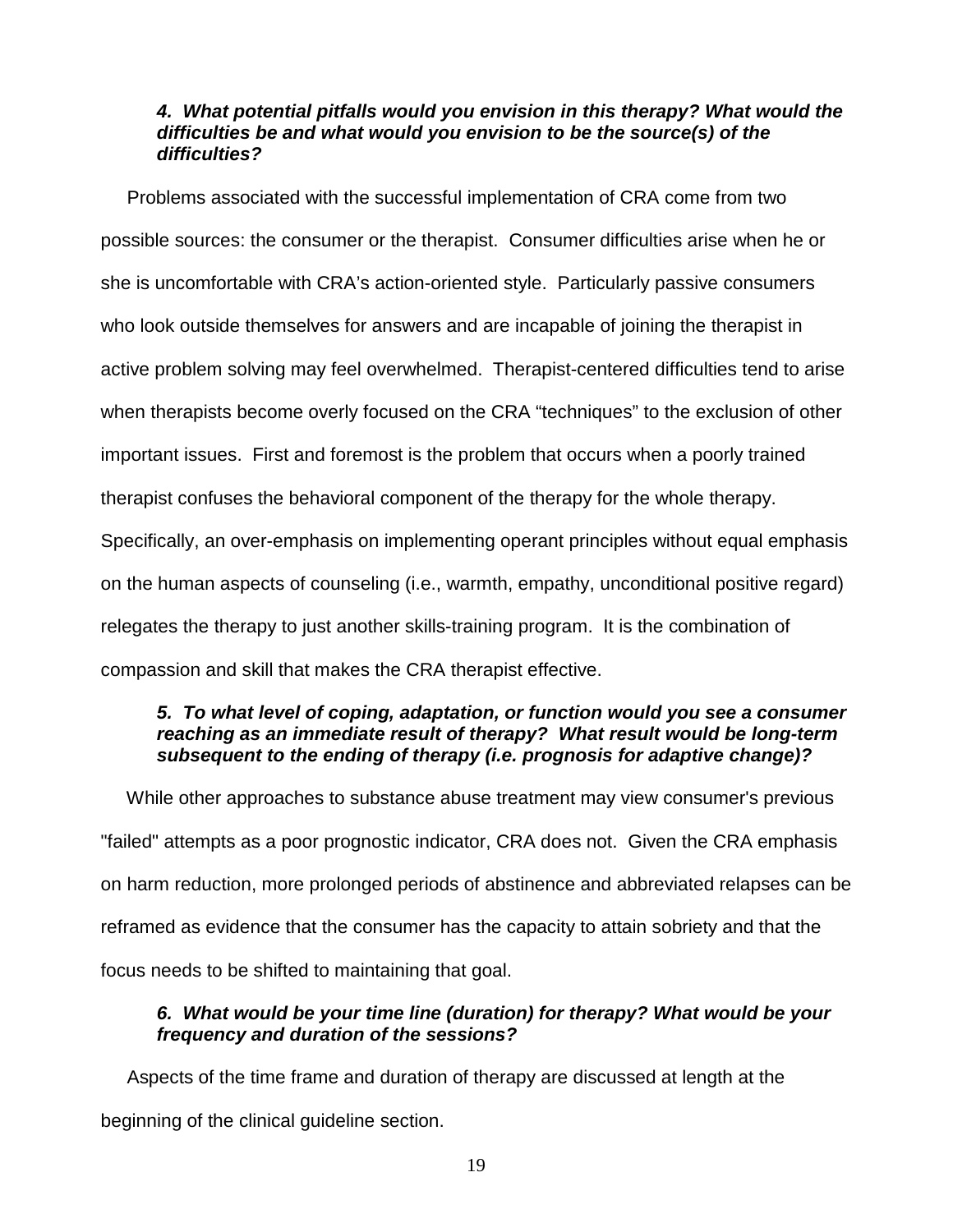***4. What potential pitfalls would you envision in this therapy? What would the difficulties be and what would you envision to be the source(s) of the difficulties?***

Problems associated with the successful implementation of CRA come from two possible sources: the consumer or the therapist. Consumer difficulties arise when he or she is uncomfortable with CRA's action-oriented style. Particularly passive consumers who look outside themselves for answers and are incapable of joining the therapist in active problem solving may feel overwhelmed. Therapist-centered difficulties tend to arise when therapists become overly focused on the CRA "techniques" to the exclusion of other important issues. First and foremost is the problem that occurs when a poorly trained therapist confuses the behavioral component of the therapy for the whole therapy. Specifically, an over-emphasis on implementing operant principles without equal emphasis on the human aspects of counseling (i.e., warmth, empathy, unconditional positive regard) relegates the therapy to just another skills-training program. It is the combination of compassion and skill that makes the CRA therapist effective.

***5. To what level of coping, adaptation, or function would you see a consumer reaching as an immediate result of therapy? What result would be long-term subsequent to the ending of therapy (i.e. prognosis for adaptive change)?***

While other approaches to substance abuse treatment may view consumer's previous "failed" attempts as a poor prognostic indicator, CRA does not. Given the CRA emphasis on harm reduction, more prolonged periods of abstinence and abbreviated relapses can be reframed as evidence that the consumer has the capacity to attain sobriety and that the focus needs to be shifted to maintaining that goal.

***6. What would be your time line (duration) for therapy? What would be your frequency and duration of the sessions?***

Aspects of the time frame and duration of therapy are discussed at length at the beginning of the clinical guideline section.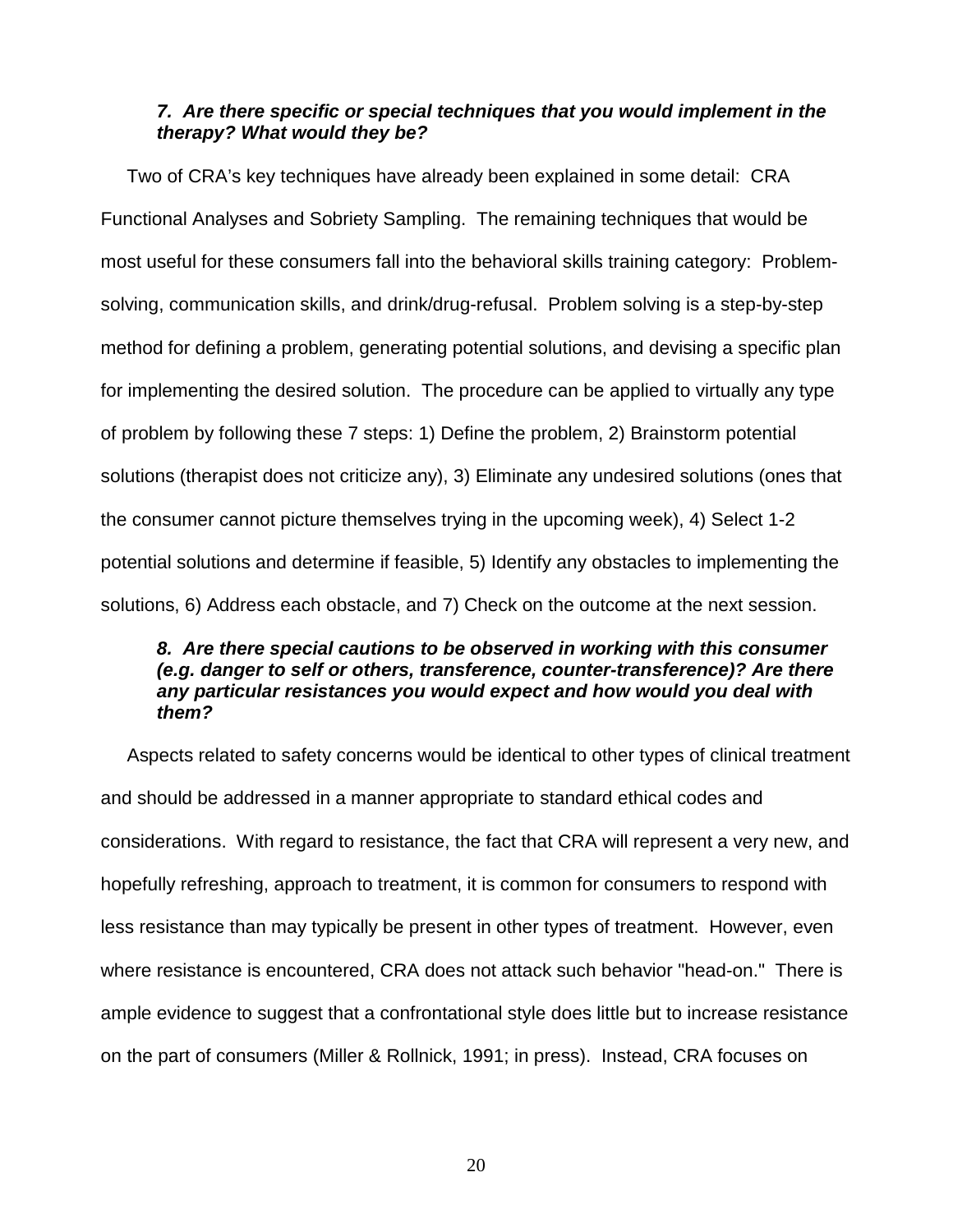***7. Are there specific or special techniques that you would implement in the therapy? What would they be?***

Two of CRA's key techniques have already been explained in some detail: CRA Functional Analyses and Sobriety Sampling. The remaining techniques that would be most useful for these consumers fall into the behavioral skills training category: Problem-solving, communication skills, and drink/drug-refusal. Problem solving is a step-by-step method for defining a problem, generating potential solutions, and devising a specific plan for implementing the desired solution. The procedure can be applied to virtually any type of problem by following these 7 steps: 1) Define the problem, 2) Brainstorm potential solutions (therapist does not criticize any), 3) Eliminate any undesired solutions (ones that the consumer cannot picture themselves trying in the upcoming week), 4) Select 1-2 potential solutions and determine if feasible, 5) Identify any obstacles to implementing the solutions, 6) Address each obstacle, and 7) Check on the outcome at the next session.

***8. Are there special cautions to be observed in working with this consumer (e.g. danger to self or others, transference, counter-transference)? Are there any particular resistances you would expect and how would you deal with them?***

Aspects related to safety concerns would be identical to other types of clinical treatment and should be addressed in a manner appropriate to standard ethical codes and considerations. With regard to resistance, the fact that CRA will represent a very new, and hopefully refreshing, approach to treatment, it is common for consumers to respond with less resistance than may typically be present in other types of treatment. However, even where resistance is encountered, CRA does not attack such behavior "head-on." There is ample evidence to suggest that a confrontational style does little but to increase resistance on the part of consumers (Miller & Rollnick, 1991; in press). Instead, CRA focuses on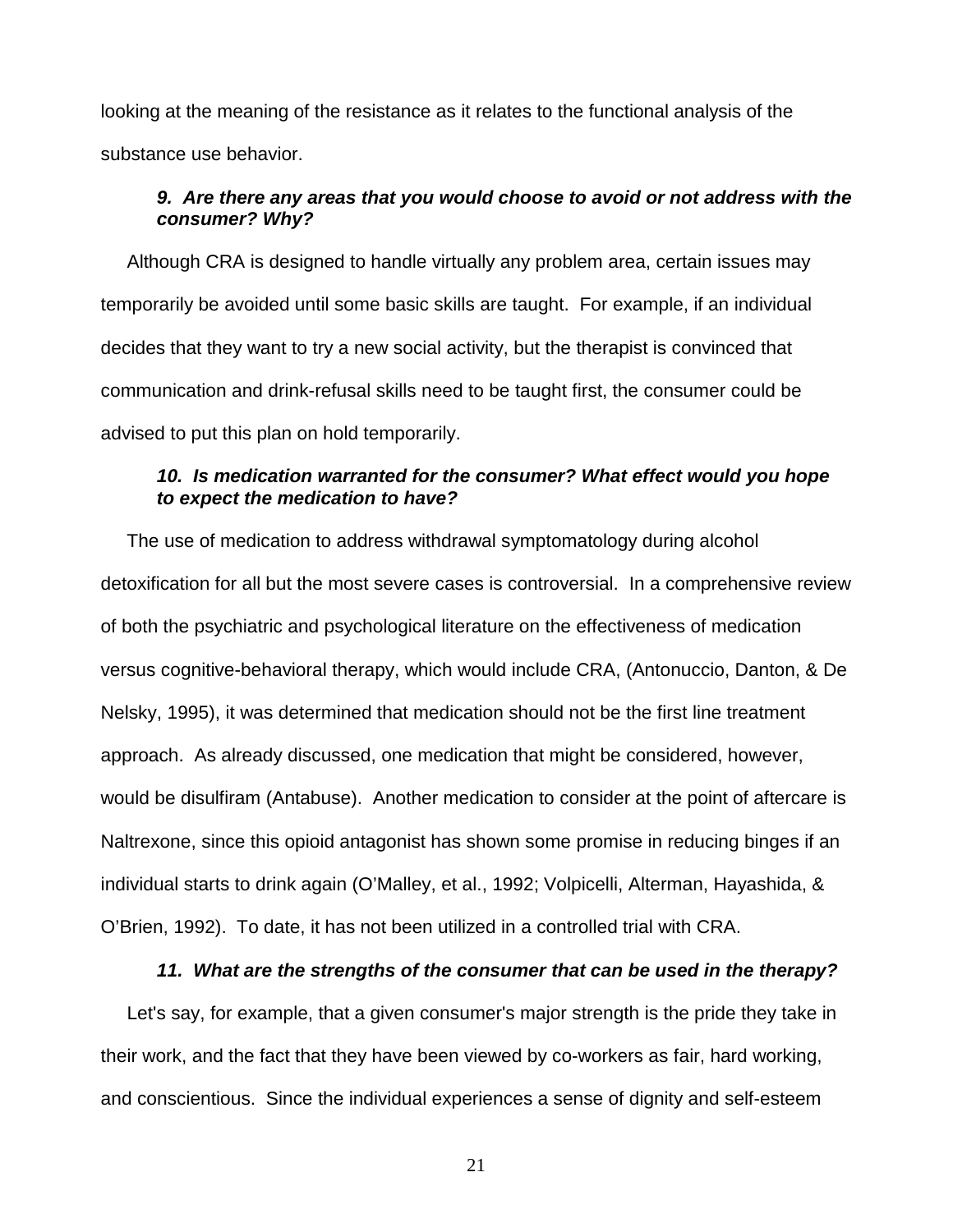looking at the meaning of the resistance as it relates to the functional analysis of the substance use behavior.

***9. Are there any areas that you would choose to avoid or not address with the consumer? Why?***

Although CRA is designed to handle virtually any problem area, certain issues may temporarily be avoided until some basic skills are taught. For example, if an individual decides that they want to try a new social activity, but the therapist is convinced that communication and drink-refusal skills need to be taught first, the consumer could be advised to put this plan on hold temporarily.

***10. Is medication warranted for the consumer? What effect would you hope to expect the medication to have?***

The use of medication to address withdrawal symptomatology during alcohol detoxification for all but the most severe cases is controversial. In a comprehensive review of both the psychiatric and psychological literature on the effectiveness of medication versus cognitive-behavioral therapy, which would include CRA, (Antonuccio, Danton, & De Nelsky, 1995), it was determined that medication should not be the first line treatment approach. As already discussed, one medication that might be considered, however, would be disulfiram (Antabuse). Another medication to consider at the point of aftercare is Naltrexone, since this opioid antagonist has shown some promise in reducing binges if an individual starts to drink again (O'Malley, et al., 1992; Volpicelli, Alterman, Hayashida, & O'Brien, 1992). To date, it has not been utilized in a controlled trial with CRA.

***11. What are the strengths of the consumer that can be used in the therapy?***

Let's say, for example, that a given consumer's major strength is the pride they take in their work, and the fact that they have been viewed by co-workers as fair, hard working, and conscientious. Since the individual experiences a sense of dignity and self-esteem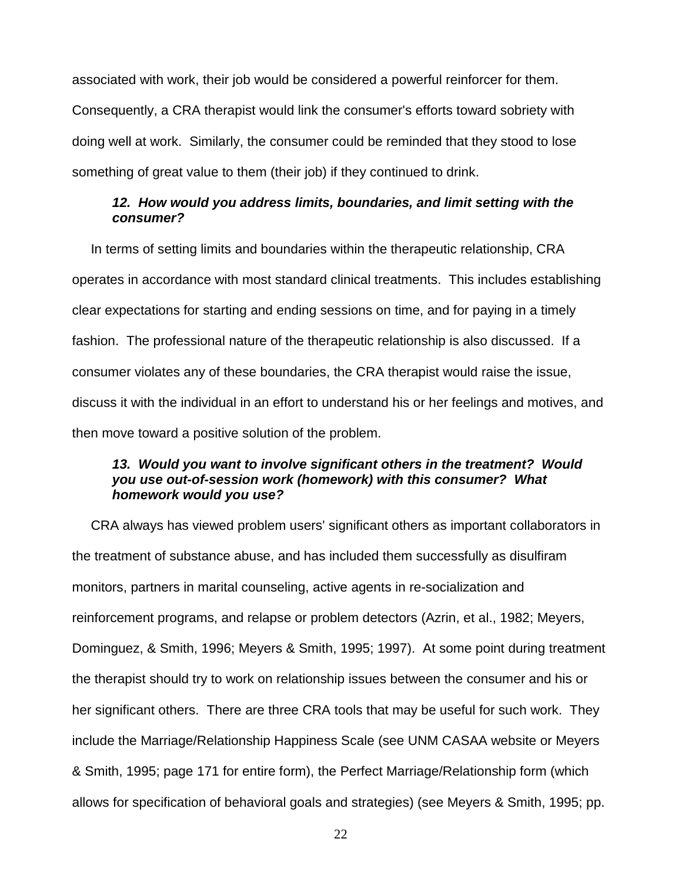associated with work, their job would be considered a powerful reinforcer for them. Consequently, a CRA therapist would link the consumer's efforts toward sobriety with doing well at work. Similarly, the consumer could be reminded that they stood to lose something of great value to them (their job) if they continued to drink.

***12. How would you address limits, boundaries, and limit setting with the consumer?***

In terms of setting limits and boundaries within the therapeutic relationship, CRA operates in accordance with most standard clinical treatments. This includes establishing clear expectations for starting and ending sessions on time, and for paying in a timely fashion. The professional nature of the therapeutic relationship is also discussed. If a consumer violates any of these boundaries, the CRA therapist would raise the issue, discuss it with the individual in an effort to understand his or her feelings and motives, and then move toward a positive solution of the problem.

***13. Would you want to involve significant others in the treatment? Would you use out-of-session work (homework) with this consumer? What homework would you use?***

CRA always has viewed problem users' significant others as important collaborators in the treatment of substance abuse, and has included them successfully as disulfiram monitors, partners in marital counseling, active agents in re-socialization and reinforcement programs, and relapse or problem detectors (Azrin, et al., 1982; Meyers, Dominguez, & Smith, 1996; Meyers & Smith, 1995; 1997). At some point during treatment the therapist should try to work on relationship issues between the consumer and his or her significant others. There are three CRA tools that may be useful for such work. They include the Marriage/Relationship Happiness Scale (see UNM CASAA website or Meyers & Smith, 1995; page 171 for entire form), the Perfect Marriage/Relationship form (which allows for specification of behavioral goals and strategies) (see Meyers & Smith, 1995; pp.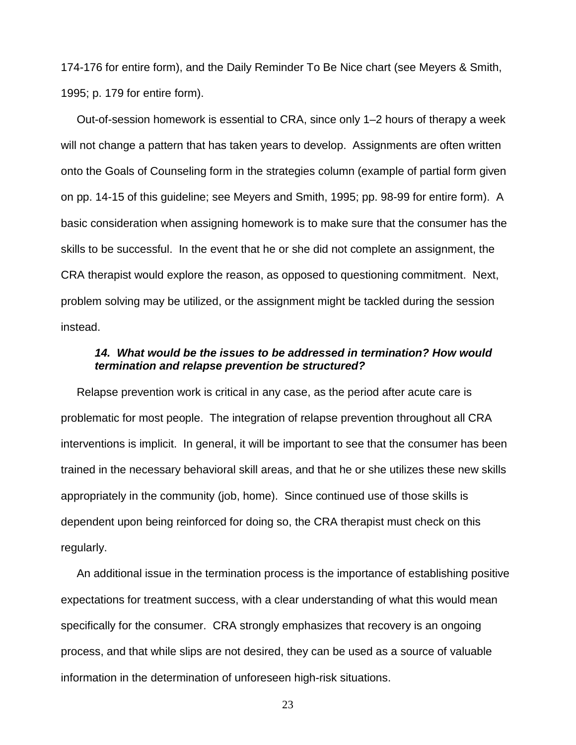174-176 for entire form), and the Daily Reminder To Be Nice chart (see Meyers & Smith, 1995; p. 179 for entire form).

Out-of-session homework is essential to CRA, since only 1–2 hours of therapy a week will not change a pattern that has taken years to develop. Assignments are often written onto the Goals of Counseling form in the strategies column (example of partial form given on pp. 14-15 of this guideline; see Meyers and Smith, 1995; pp. 98-99 for entire form). A basic consideration when assigning homework is to make sure that the consumer has the skills to be successful. In the event that he or she did not complete an assignment, the CRA therapist would explore the reason, as opposed to questioning commitment. Next, problem solving may be utilized, or the assignment might be tackled during the session instead.

### *14. What would be the issues to be addressed in termination? How would termination and relapse prevention be structured?*

Relapse prevention work is critical in any case, as the period after acute care is problematic for most people. The integration of relapse prevention throughout all CRA interventions is implicit. In general, it will be important to see that the consumer has been trained in the necessary behavioral skill areas, and that he or she utilizes these new skills appropriately in the community (job, home). Since continued use of those skills is dependent upon being reinforced for doing so, the CRA therapist must check on this regularly.

An additional issue in the termination process is the importance of establishing positive expectations for treatment success, with a clear understanding of what this would mean specifically for the consumer. CRA strongly emphasizes that recovery is an ongoing process, and that while slips are not desired, they can be used as a source of valuable information in the determination of unforeseen high-risk situations.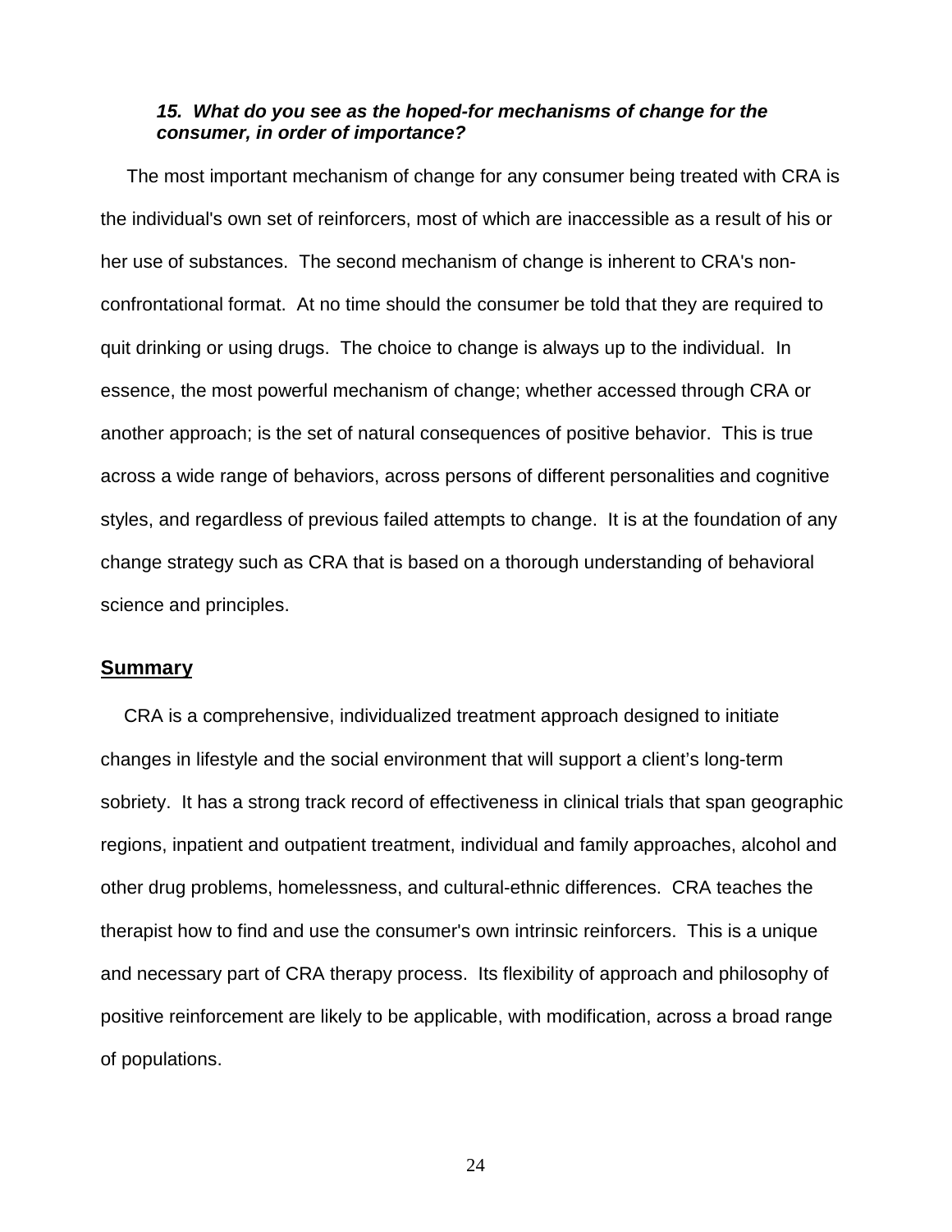***15. What do you see as the hoped-for mechanisms of change for the consumer, in order of importance?***

The most important mechanism of change for any consumer being treated with CRA is the individual's own set of reinforcers, most of which are inaccessible as a result of his or her use of substances. The second mechanism of change is inherent to CRA's non-confrontational format. At no time should the consumer be told that they are required to quit drinking or using drugs. The choice to change is always up to the individual. In essence, the most powerful mechanism of change; whether accessed through CRA or another approach; is the set of natural consequences of positive behavior. This is true across a wide range of behaviors, across persons of different personalities and cognitive styles, and regardless of previous failed attempts to change. It is at the foundation of any change strategy such as CRA that is based on a thorough understanding of behavioral science and principles.

## Summary

CRA is a comprehensive, individualized treatment approach designed to initiate changes in lifestyle and the social environment that will support a client's long-term sobriety. It has a strong track record of effectiveness in clinical trials that span geographic regions, inpatient and outpatient treatment, individual and family approaches, alcohol and other drug problems, homelessness, and cultural-ethnic differences. CRA teaches the therapist how to find and use the consumer's own intrinsic reinforcers. This is a unique and necessary part of CRA therapy process. Its flexibility of approach and philosophy of positive reinforcement are likely to be applicable, with modification, across a broad range of populations.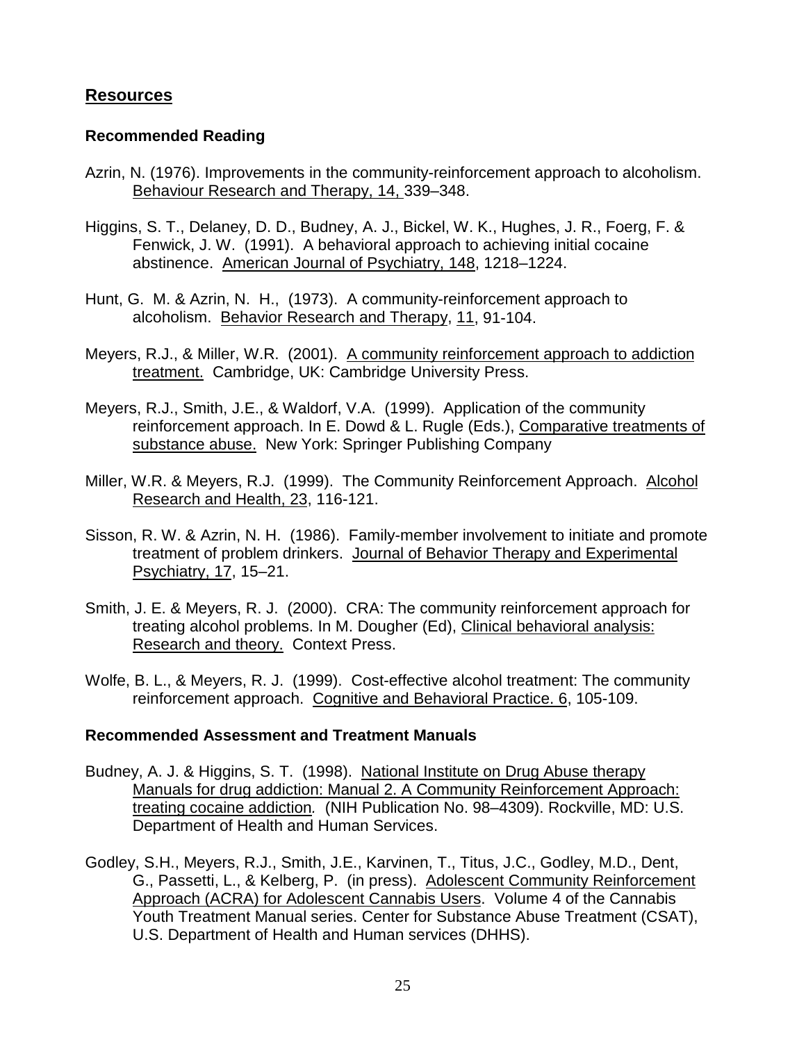## Resources

### Recommended Reading

Azrin, N. (1976). Improvements in the community-reinforcement approach to alcoholism. Behaviour Research and Therapy, 14, 339–348.

Higgins, S. T., Delaney, D. D., Budney, A. J., Bickel, W. K., Hughes, J. R., Foerg, F. & Fenwick, J. W. (1991). A behavioral approach to achieving initial cocaine abstinence. American Journal of Psychiatry, 148, 1218–1224.

Hunt, G. M. & Azrin, N. H., (1973). A community-reinforcement approach to alcoholism. Behavior Research and Therapy, 11, 91-104.

Meyers, R.J., & Miller, W.R. (2001). A community reinforcement approach to addiction treatment. Cambridge, UK: Cambridge University Press.

Meyers, R.J., Smith, J.E., & Waldorf, V.A. (1999). Application of the community reinforcement approach. In E. Dowd & L. Rugle (Eds.), Comparative treatments of substance abuse. New York: Springer Publishing Company

Miller, W.R. & Meyers, R.J. (1999). The Community Reinforcement Approach. Alcohol Research and Health, 23, 116-121.

Sisson, R. W. & Azrin, N. H. (1986). Family-member involvement to initiate and promote treatment of problem drinkers. Journal of Behavior Therapy and Experimental Psychiatry, 17, 15–21.

Smith, J. E. & Meyers, R. J. (2000). CRA: The community reinforcement approach for treating alcohol problems. In M. Dougher (Ed), Clinical behavioral analysis: Research and theory. Context Press.

Wolfe, B. L., & Meyers, R. J. (1999). Cost-effective alcohol treatment: The community reinforcement approach. Cognitive and Behavioral Practice. 6, 105-109.

### Recommended Assessment and Treatment Manuals

Budney, A. J. & Higgins, S. T. (1998). National Institute on Drug Abuse therapy Manuals for drug addiction: Manual 2. A Community Reinforcement Approach: treating cocaine addiction. (NIH Publication No. 98–4309). Rockville, MD: U.S. Department of Health and Human Services.

Godley, S.H., Meyers, R.J., Smith, J.E., Karvinen, T., Titus, J.C., Godley, M.D., Dent, G., Passetti, L., & Kelberg, P. (in press). Adolescent Community Reinforcement Approach (ACRA) for Adolescent Cannabis Users. Volume 4 of the Cannabis Youth Treatment Manual series. Center for Substance Abuse Treatment (CSAT), U.S. Department of Health and Human services (DHHS).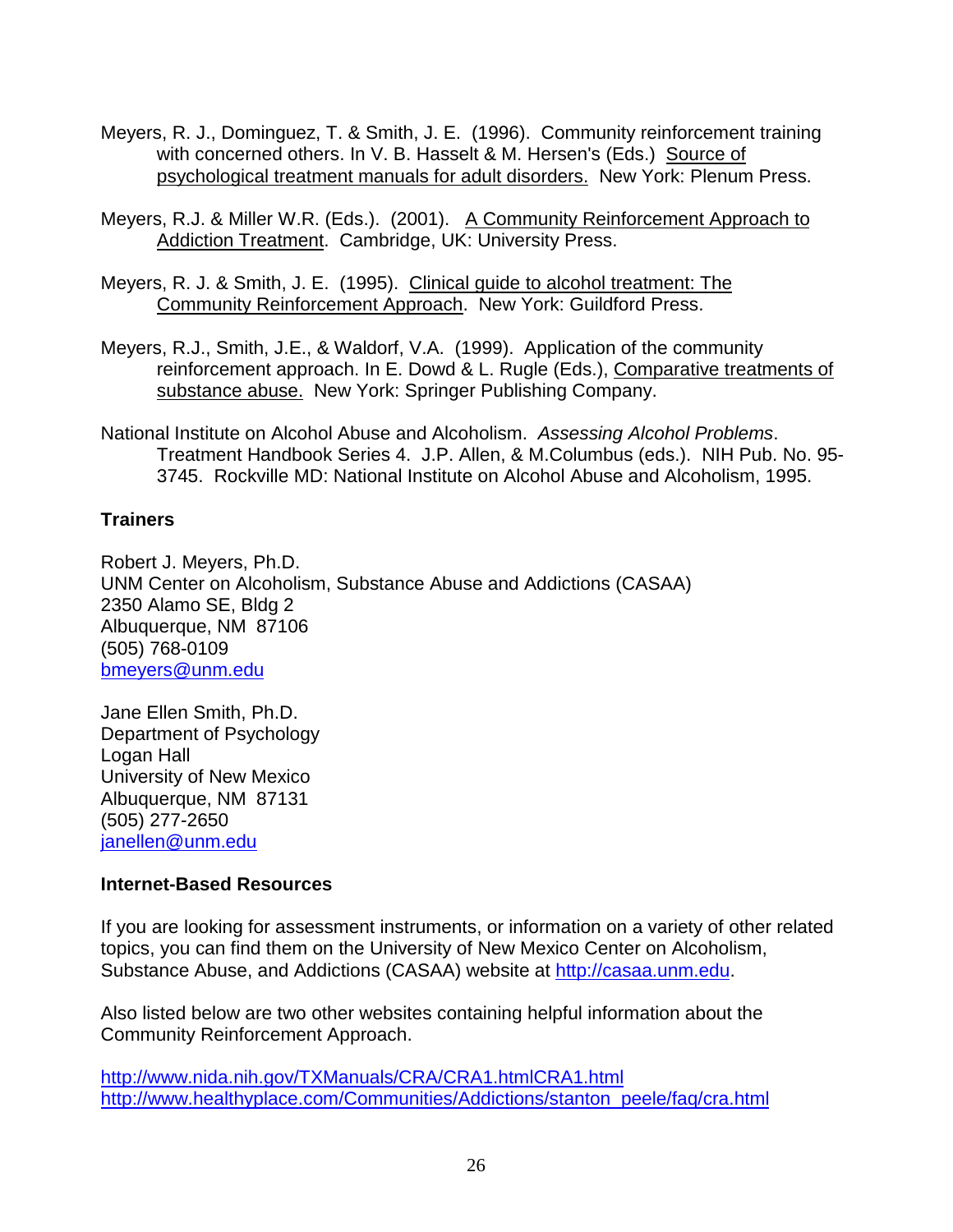Meyers, R. J., Dominguez, T. & Smith, J. E. (1996). Community reinforcement training with concerned others. In V. B. Hasselt & M. Hersen's (Eds.) Source of psychological treatment manuals for adult disorders. New York: Plenum Press.

Meyers, R.J. & Miller W.R. (Eds.). (2001). A Community Reinforcement Approach to Addiction Treatment. Cambridge, UK: University Press.

Meyers, R. J. & Smith, J. E. (1995). Clinical guide to alcohol treatment: The Community Reinforcement Approach. New York: Guildford Press.

Meyers, R.J., Smith, J.E., & Waldorf, V.A. (1999). Application of the community reinforcement approach. In E. Dowd & L. Rugle (Eds.), Comparative treatments of substance abuse. New York: Springer Publishing Company.

National Institute on Alcohol Abuse and Alcoholism. *Assessing Alcohol Problems*. Treatment Handbook Series 4. J.P. Allen, & M.Columbus (eds.). NIH Pub. No. 95-3745. Rockville MD: National Institute on Alcohol Abuse and Alcoholism, 1995.

**Trainers**

Robert J. Meyers, Ph.D.
UNM Center on Alcoholism, Substance Abuse and Addictions (CASAA)
2350 Alamo SE, Bldg 2
Albuquerque, NM 87106
(505) 768-0109
bmeyers@unm.edu

Jane Ellen Smith, Ph.D.
Department of Psychology
Logan Hall
University of New Mexico
Albuquerque, NM 87131
(505) 277-2650
janellen@unm.edu

**Internet-Based Resources**

If you are looking for assessment instruments, or information on a variety of other related topics, you can find them on the University of New Mexico Center on Alcoholism, Substance Abuse, and Addictions (CASAA) website at http://casaa.unm.edu.

Also listed below are two other websites containing helpful information about the Community Reinforcement Approach.

http://www.nida.nih.gov/TXManuals/CRA/CRA1.htmlCRA1.html
http://www.healthyplace.com/Communities/Addictions/stanton_peele/faq/cra.html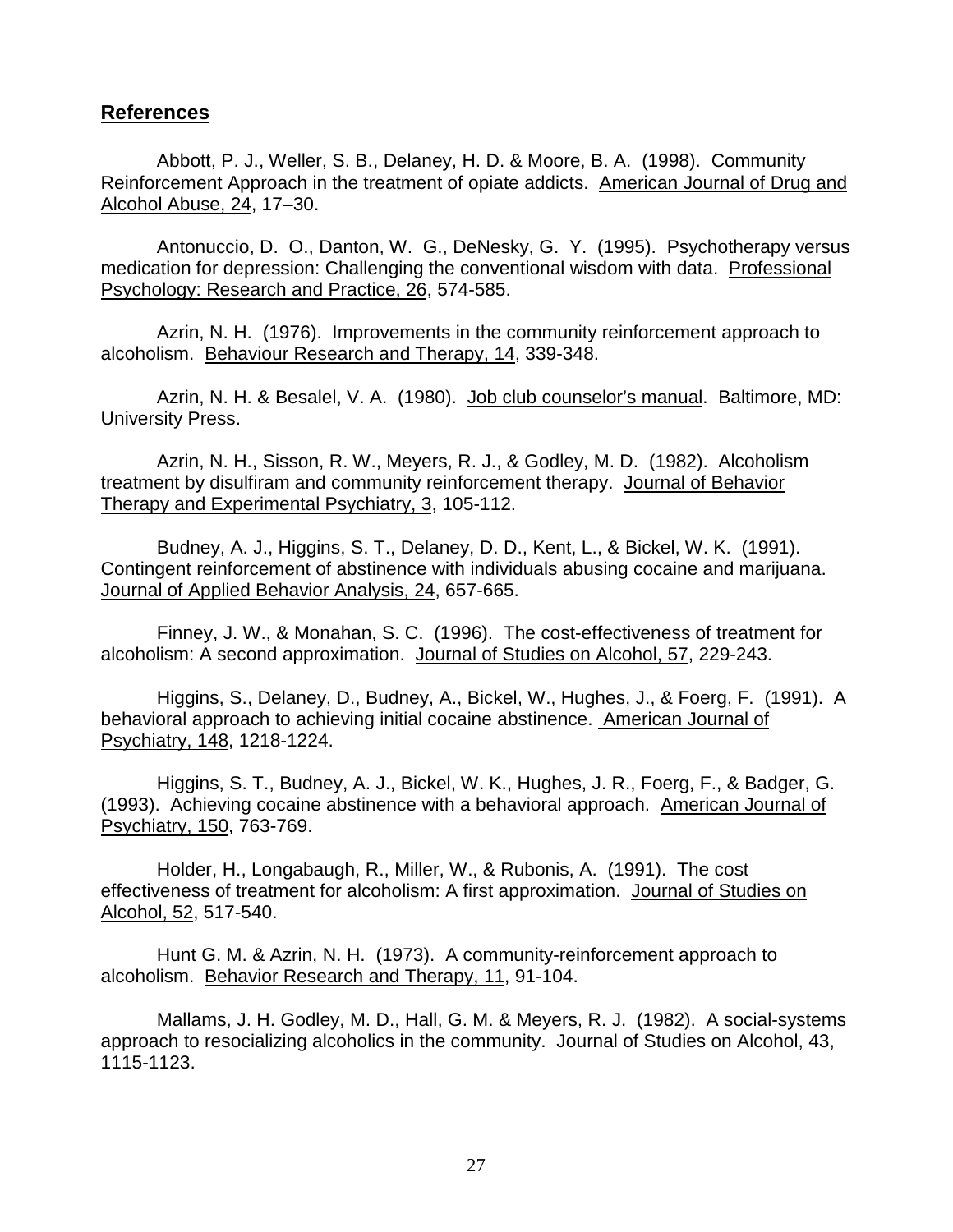## References

Abbott, P. J., Weller, S. B., Delaney, H. D. & Moore, B. A. (1998). Community Reinforcement Approach in the treatment of opiate addicts. American Journal of Drug and Alcohol Abuse, 24, 17–30.

Antonuccio, D. O., Danton, W. G., DeNesky, G. Y. (1995). Psychotherapy versus medication for depression: Challenging the conventional wisdom with data. Professional Psychology: Research and Practice, 26, 574-585.

Azrin, N. H. (1976). Improvements in the community reinforcement approach to alcoholism. Behaviour Research and Therapy, 14, 339-348.

Azrin, N. H. & Besalel, V. A. (1980). Job club counselor's manual. Baltimore, MD: University Press.

Azrin, N. H., Sisson, R. W., Meyers, R. J., & Godley, M. D. (1982). Alcoholism treatment by disulfiram and community reinforcement therapy. Journal of Behavior Therapy and Experimental Psychiatry, 3, 105-112.

Budney, A. J., Higgins, S. T., Delaney, D. D., Kent, L., & Bickel, W. K. (1991). Contingent reinforcement of abstinence with individuals abusing cocaine and marijuana. Journal of Applied Behavior Analysis, 24, 657-665.

Finney, J. W., & Monahan, S. C. (1996). The cost-effectiveness of treatment for alcoholism: A second approximation. Journal of Studies on Alcohol, 57, 229-243.

Higgins, S., Delaney, D., Budney, A., Bickel, W., Hughes, J., & Foerg, F. (1991). A behavioral approach to achieving initial cocaine abstinence. American Journal of Psychiatry, 148, 1218-1224.

Higgins, S. T., Budney, A. J., Bickel, W. K., Hughes, J. R., Foerg, F., & Badger, G. (1993). Achieving cocaine abstinence with a behavioral approach. American Journal of Psychiatry, 150, 763-769.

Holder, H., Longabaugh, R., Miller, W., & Rubonis, A. (1991). The cost effectiveness of treatment for alcoholism: A first approximation. Journal of Studies on Alcohol, 52, 517-540.

Hunt G. M. & Azrin, N. H. (1973). A community-reinforcement approach to alcoholism. Behavior Research and Therapy, 11, 91-104.

Mallams, J. H. Godley, M. D., Hall, G. M. & Meyers, R. J. (1982). A social-systems approach to resocializing alcoholics in the community. Journal of Studies on Alcohol, 43, 1115-1123.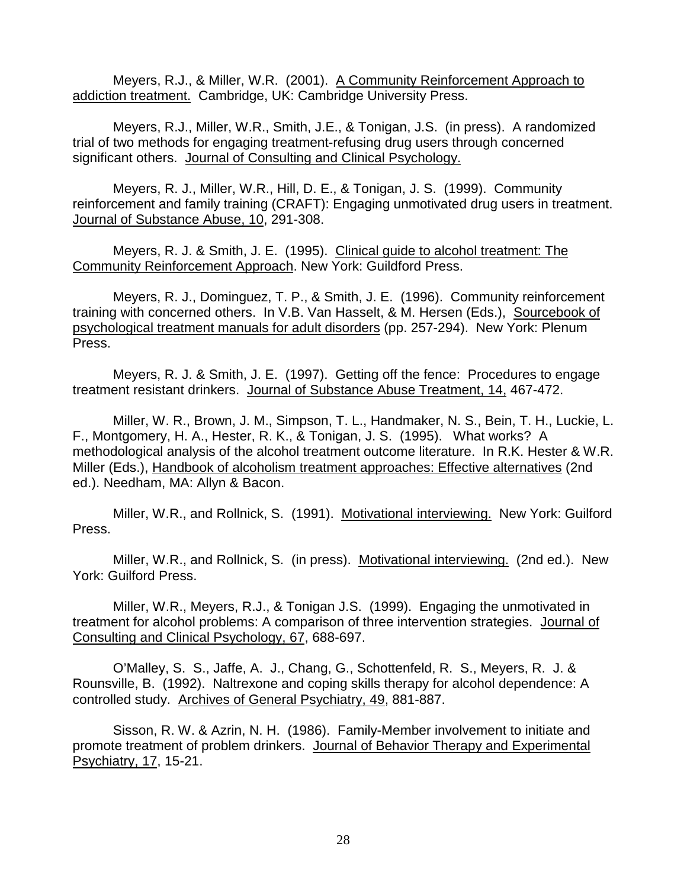Meyers, R.J., & Miller, W.R. (2001). A Community Reinforcement Approach to addiction treatment. Cambridge, UK: Cambridge University Press.

Meyers, R.J., Miller, W.R., Smith, J.E., & Tonigan, J.S. (in press). A randomized trial of two methods for engaging treatment-refusing drug users through concerned significant others. Journal of Consulting and Clinical Psychology.

Meyers, R. J., Miller, W.R., Hill, D. E., & Tonigan, J. S. (1999). Community reinforcement and family training (CRAFT): Engaging unmotivated drug users in treatment. Journal of Substance Abuse, 10, 291-308.

Meyers, R. J. & Smith, J. E. (1995). Clinical guide to alcohol treatment: The Community Reinforcement Approach. New York: Guildford Press.

Meyers, R. J., Dominguez, T. P., & Smith, J. E. (1996). Community reinforcement training with concerned others. In V.B. Van Hasselt, & M. Hersen (Eds.), Sourcebook of psychological treatment manuals for adult disorders (pp. 257-294). New York: Plenum Press.

Meyers, R. J. & Smith, J. E. (1997). Getting off the fence: Procedures to engage treatment resistant drinkers. Journal of Substance Abuse Treatment, 14, 467-472.

Miller, W. R., Brown, J. M., Simpson, T. L., Handmaker, N. S., Bein, T. H., Luckie, L. F., Montgomery, H. A., Hester, R. K., & Tonigan, J. S. (1995). What works? A methodological analysis of the alcohol treatment outcome literature. In R.K. Hester & W.R. Miller (Eds.), Handbook of alcoholism treatment approaches: Effective alternatives (2nd ed.). Needham, MA: Allyn & Bacon.

Miller, W.R., and Rollnick, S. (1991). Motivational interviewing. New York: Guilford Press.

Miller, W.R., and Rollnick, S. (in press). Motivational interviewing. (2nd ed.). New York: Guilford Press.

Miller, W.R., Meyers, R.J., & Tonigan J.S. (1999). Engaging the unmotivated in treatment for alcohol problems: A comparison of three intervention strategies. Journal of Consulting and Clinical Psychology, 67, 688-697.

O'Malley, S. S., Jaffe, A. J., Chang, G., Schottenfeld, R. S., Meyers, R. J. & Rounsville, B. (1992). Naltrexone and coping skills therapy for alcohol dependence: A controlled study. Archives of General Psychiatry, 49, 881-887.

Sisson, R. W. & Azrin, N. H. (1986). Family-Member involvement to initiate and promote treatment of problem drinkers. Journal of Behavior Therapy and Experimental Psychiatry, 17, 15-21.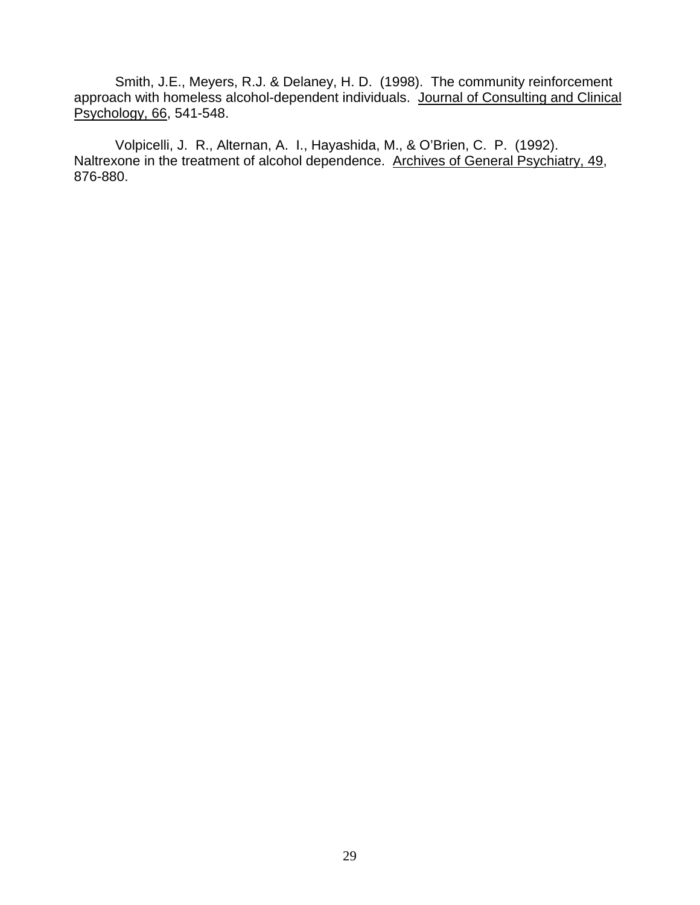Smith, J.E., Meyers, R.J. & Delaney, H. D. (1998). The community reinforcement approach with homeless alcohol-dependent individuals. Journal of Consulting and Clinical Psychology, 66, 541-548.

Volpicelli, J. R., Alternan, A. I., Hayashida, M., & O'Brien, C. P. (1992). Naltrexone in the treatment of alcohol dependence. Archives of General Psychiatry, 49, 876-880.